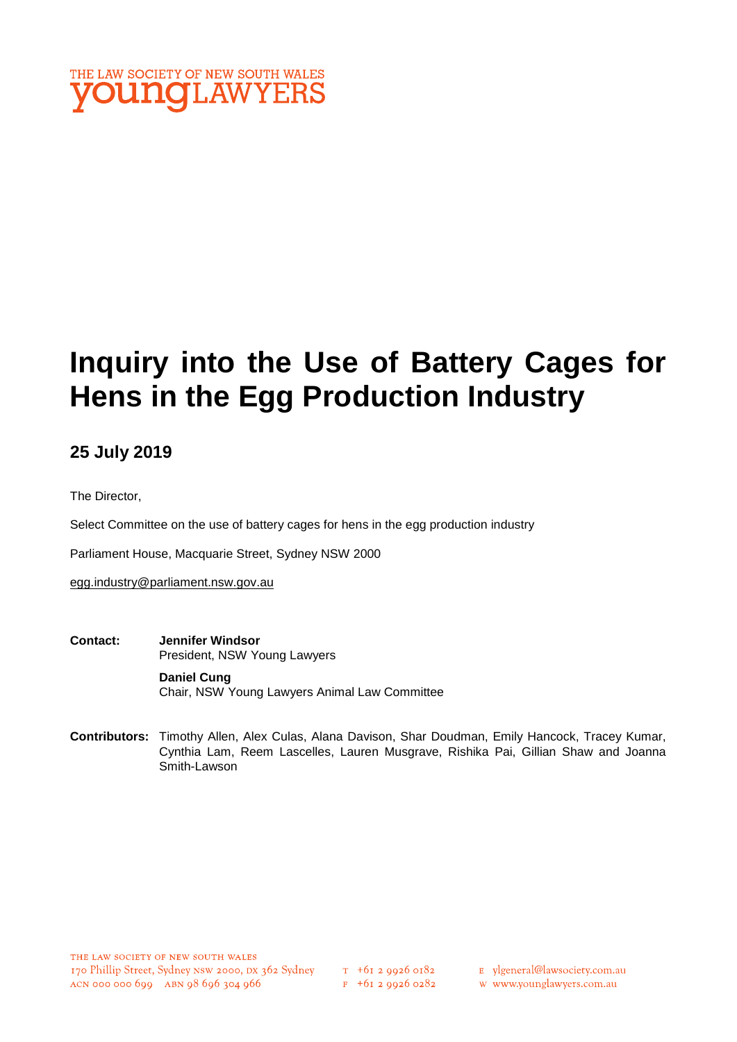THE LAW SOCIETY OF NEW SOUTH WALES
youngLAWYERS

# Inquiry into the Use of Battery Cages for Hens in the Egg Production Industry

## 25 July 2019

The Director,

Select Committee on the use of battery cages for hens in the egg production industry

Parliament House, Macquarie Street, Sydney NSW 2000

egg.industry@parliament.nsw.gov.au

**Contact:** **Jennifer Windsor**
President, NSW Young Lawyers

**Daniel Cung**
Chair, NSW Young Lawyers Animal Law Committee

**Contributors:** Timothy Allen, Alex Culas, Alana Davison, Shar Doudman, Emily Hancock, Tracey Kumar, Cynthia Lam, Reem Lascelles, Lauren Musgrave, Rishika Pai, Gillian Shaw and Joanna Smith-Lawson

THE LAW SOCIETY OF NEW SOUTH WALES
170 Phillip Street, Sydney NSW 2000, DX 362 Sydney
ACN 000 000 699 ABN 98 696 304 966
T +61 2 9926 0182
F +61 2 9926 0282
E ylgeneral@lawsociety.com.au
W www.younglawyers.com.au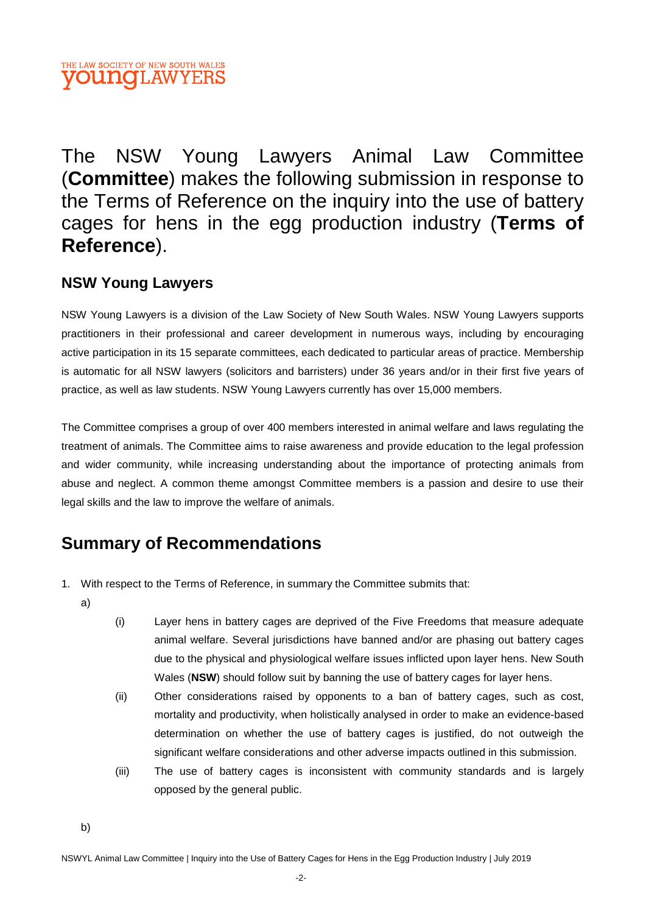The NSW Young Lawyers Animal Law Committee (**Committee**) makes the following submission in response to the Terms of Reference on the inquiry into the use of battery cages for hens in the egg production industry (**Terms of Reference**).

## NSW Young Lawyers

NSW Young Lawyers is a division of the Law Society of New South Wales. NSW Young Lawyers supports practitioners in their professional and career development in numerous ways, including by encouraging active participation in its 15 separate committees, each dedicated to particular areas of practice. Membership is automatic for all NSW lawyers (solicitors and barristers) under 36 years and/or in their first five years of practice, as well as law students. NSW Young Lawyers currently has over 15,000 members.

The Committee comprises a group of over 400 members interested in animal welfare and laws regulating the treatment of animals. The Committee aims to raise awareness and provide education to the legal profession and wider community, while increasing understanding about the importance of protecting animals from abuse and neglect. A common theme amongst Committee members is a passion and desire to use their legal skills and the law to improve the welfare of animals.

## Summary of Recommendations

1. With respect to the Terms of Reference, in summary the Committee submits that:

   a)

      (i) Layer hens in battery cages are deprived of the Five Freedoms that measure adequate animal welfare. Several jurisdictions have banned and/or are phasing out battery cages due to the physical and physiological welfare issues inflicted upon layer hens. New South Wales (**NSW**) should follow suit by banning the use of battery cages for layer hens.

      (ii) Other considerations raised by opponents to a ban of battery cages, such as cost, mortality and productivity, when holistically analysed in order to make an evidence-based determination on whether the use of battery cages is justified, do not outweigh the significant welfare considerations and other adverse impacts outlined in this submission.

      (iii) The use of battery cages is inconsistent with community standards and is largely opposed by the general public.

   b)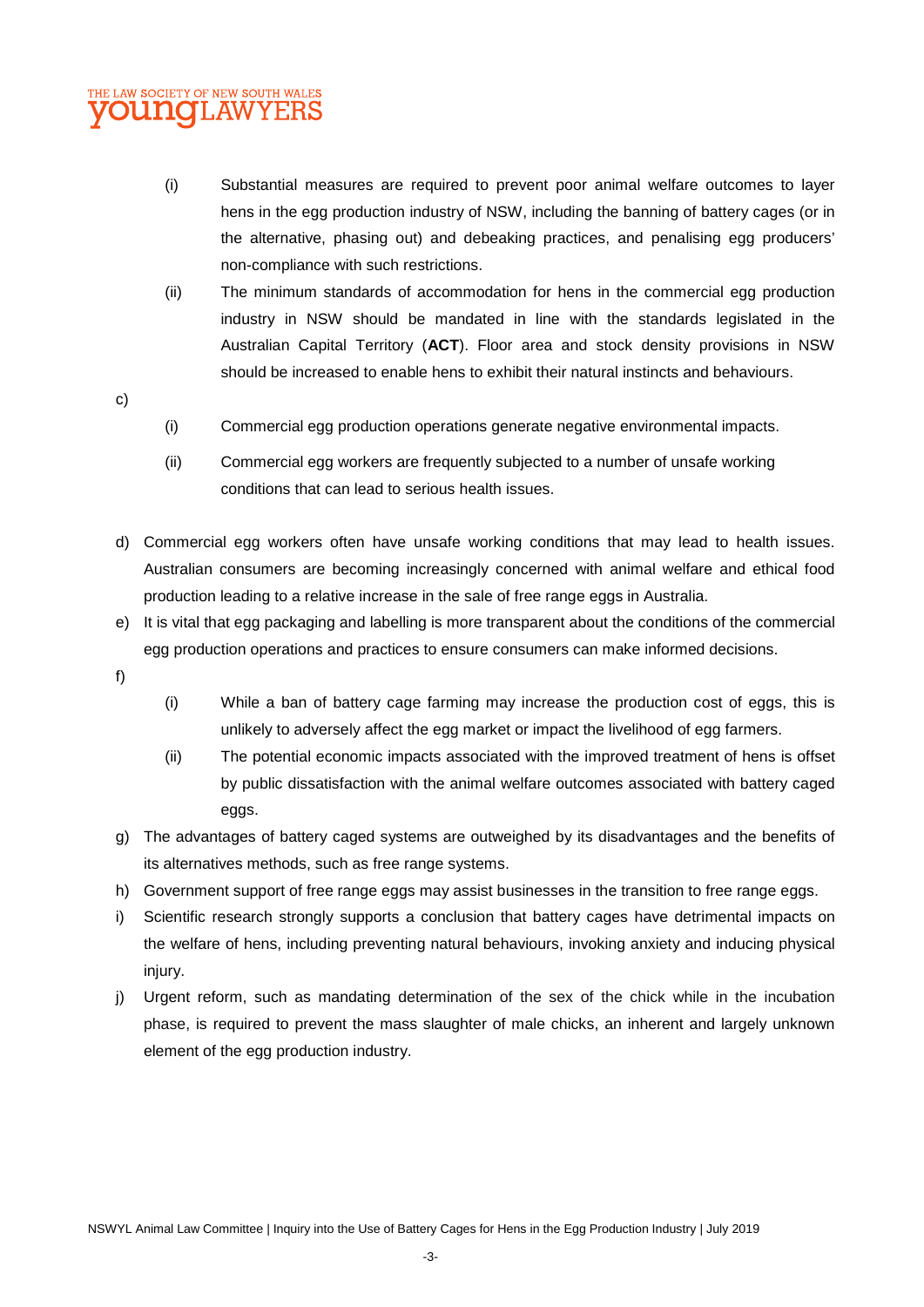- (i) Substantial measures are required to prevent poor animal welfare outcomes to layer hens in the egg production industry of NSW, including the banning of battery cages (or in the alternative, phasing out) and debeaking practices, and penalising egg producers' non-compliance with such restrictions.
- (ii) The minimum standards of accommodation for hens in the commercial egg production industry in NSW should be mandated in line with the standards legislated in the Australian Capital Territory (**ACT**). Floor area and stock density provisions in NSW should be increased to enable hens to exhibit their natural instincts and behaviours.

c)
- (i) Commercial egg production operations generate negative environmental impacts.
- (ii) Commercial egg workers are frequently subjected to a number of unsafe working conditions that can lead to serious health issues.

d) Commercial egg workers often have unsafe working conditions that may lead to health issues. Australian consumers are becoming increasingly concerned with animal welfare and ethical food production leading to a relative increase in the sale of free range eggs in Australia.

e) It is vital that egg packaging and labelling is more transparent about the conditions of the commercial egg production operations and practices to ensure consumers can make informed decisions.

f)
- (i) While a ban of battery cage farming may increase the production cost of eggs, this is unlikely to adversely affect the egg market or impact the livelihood of egg farmers.
- (ii) The potential economic impacts associated with the improved treatment of hens is offset by public dissatisfaction with the animal welfare outcomes associated with battery caged eggs.

g) The advantages of battery caged systems are outweighed by its disadvantages and the benefits of its alternatives methods, such as free range systems.

h) Government support of free range eggs may assist businesses in the transition to free range eggs.

i) Scientific research strongly supports a conclusion that battery cages have detrimental impacts on the welfare of hens, including preventing natural behaviours, invoking anxiety and inducing physical injury.

j) Urgent reform, such as mandating determination of the sex of the chick while in the incubation phase, is required to prevent the mass slaughter of male chicks, an inherent and largely unknown element of the egg production industry.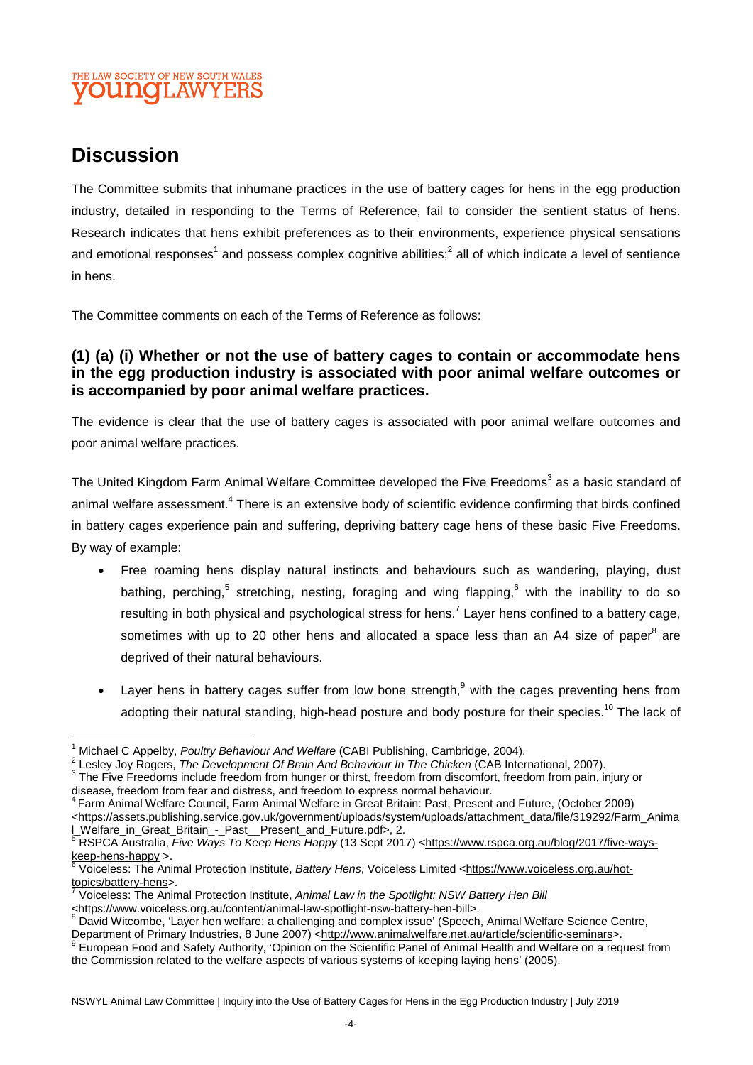# Discussion

The Committee submits that inhumane practices in the use of battery cages for hens in the egg production industry, detailed in responding to the Terms of Reference, fail to consider the sentient status of hens. Research indicates that hens exhibit preferences as to their environments, experience physical sensations and emotional responses[1] and possess complex cognitive abilities;[2] all of which indicate a level of sentience in hens.

The Committee comments on each of the Terms of Reference as follows:

### (1) (a) (i) Whether or not the use of battery cages to contain or accommodate hens in the egg production industry is associated with poor animal welfare outcomes or is accompanied by poor animal welfare practices.

The evidence is clear that the use of battery cages is associated with poor animal welfare outcomes and poor animal welfare practices.

The United Kingdom Farm Animal Welfare Committee developed the Five Freedoms[3] as a basic standard of animal welfare assessment.[4] There is an extensive body of scientific evidence confirming that birds confined in battery cages experience pain and suffering, depriving battery cage hens of these basic Five Freedoms. By way of example:

- Free roaming hens display natural instincts and behaviours such as wandering, playing, dust bathing, perching,[5] stretching, nesting, foraging and wing flapping,[6] with the inability to do so resulting in both physical and psychological stress for hens.[7] Layer hens confined to a battery cage, sometimes with up to 20 other hens and allocated a space less than an A4 size of paper[8] are deprived of their natural behaviours.

- Layer hens in battery cages suffer from low bone strength,[9] with the cages preventing hens from adopting their natural standing, high-head posture and body posture for their species.[10] The lack of

---

[1] Michael C Appelby, *Poultry Behaviour And Welfare* (CABI Publishing, Cambridge, 2004).

[2] Lesley Joy Rogers, *The Development Of Brain And Behaviour In The Chicken* (CAB International, 2007).

[3] The Five Freedoms include freedom from hunger or thirst, freedom from discomfort, freedom from pain, injury or disease, freedom from fear and distress, and freedom to express normal behaviour.

[4] Farm Animal Welfare Council, Farm Animal Welfare in Great Britain: Past, Present and Future, (October 2009) <https://assets.publishing.service.gov.uk/government/uploads/system/uploads/attachment_data/file/319292/Farm_Animal_Welfare_in_Great_Britain_-_Past__Present_and_Future.pdf>, 2.

[5] RSPCA Australia, *Five Ways To Keep Hens Happy* (13 Sept 2017) <https://www.rspca.org.au/blog/2017/five-ways-keep-hens-happy >.

[6] Voiceless: The Animal Protection Institute, *Battery Hens*, Voiceless Limited <https://www.voiceless.org.au/hot-topics/battery-hens>.

[7] Voiceless: The Animal Protection Institute, *Animal Law in the Spotlight: NSW Battery Hen Bill* <https://www.voiceless.org.au/content/animal-law-spotlight-nsw-battery-hen-bill>.

[8] David Witcombe, 'Layer hen welfare: a challenging and complex issue' (Speech, Animal Welfare Science Centre, Department of Primary Industries, 8 June 2007) <http://www.animalwelfare.net.au/article/scientific-seminars>.

[9] European Food and Safety Authority, 'Opinion on the Scientific Panel of Animal Health and Welfare on a request from the Commission related to the welfare aspects of various systems of keeping laying hens' (2005).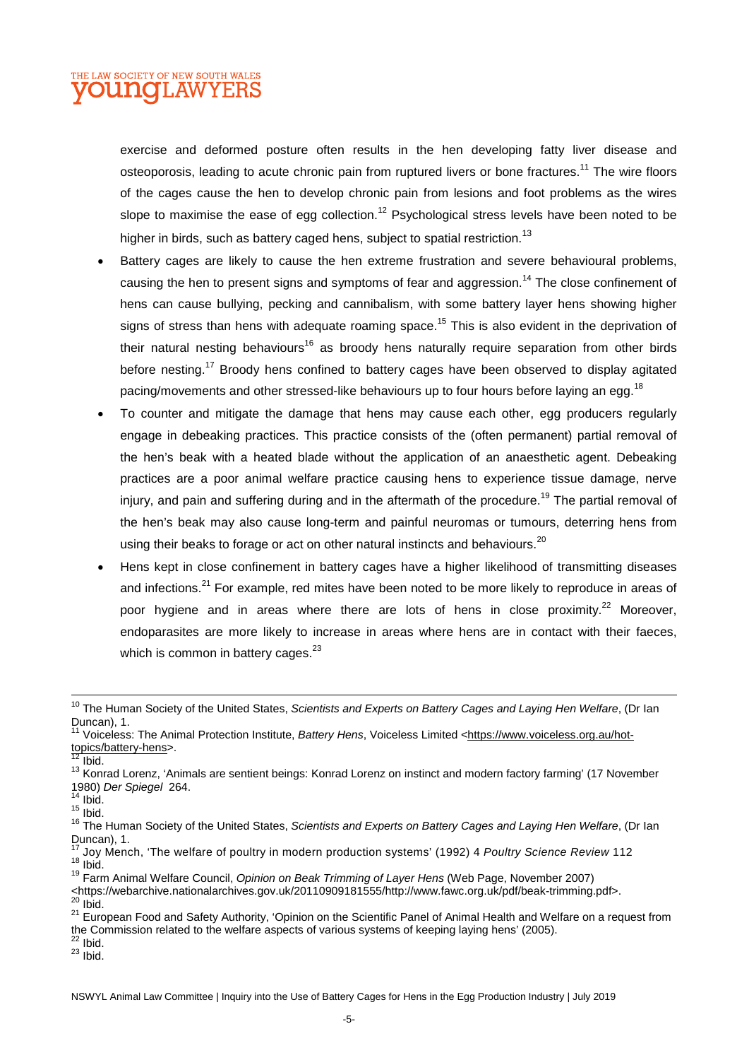exercise and deformed posture often results in the hen developing fatty liver disease and osteoporosis, leading to acute chronic pain from ruptured livers or bone fractures.[11] The wire floors of the cages cause the hen to develop chronic pain from lesions and foot problems as the wires slope to maximise the ease of egg collection.[12] Psychological stress levels have been noted to be higher in birds, such as battery caged hens, subject to spatial restriction.[13]

- Battery cages are likely to cause the hen extreme frustration and severe behavioural problems, causing the hen to present signs and symptoms of fear and aggression.[14] The close confinement of hens can cause bullying, pecking and cannibalism, with some battery layer hens showing higher signs of stress than hens with adequate roaming space.[15] This is also evident in the deprivation of their natural nesting behaviours[16] as broody hens naturally require separation from other birds before nesting.[17] Broody hens confined to battery cages have been observed to display agitated pacing/movements and other stressed-like behaviours up to four hours before laying an egg.[18]
- To counter and mitigate the damage that hens may cause each other, egg producers regularly engage in debeaking practices. This practice consists of the (often permanent) partial removal of the hen's beak with a heated blade without the application of an anaesthetic agent. Debeaking practices are a poor animal welfare practice causing hens to experience tissue damage, nerve injury, and pain and suffering during and in the aftermath of the procedure.[19] The partial removal of the hen's beak may also cause long-term and painful neuromas or tumours, deterring hens from using their beaks to forage or act on other natural instincts and behaviours.[20]
- Hens kept in close confinement in battery cages have a higher likelihood of transmitting diseases and infections.[21] For example, red mites have been noted to be more likely to reproduce in areas of poor hygiene and in areas where there are lots of hens in close proximity.[22] Moreover, endoparasites are more likely to increase in areas where hens are in contact with their faeces, which is common in battery cages.[23]

---

[10] The Human Society of the United States, *Scientists and Experts on Battery Cages and Laying Hen Welfare*, (Dr Ian Duncan), 1.
[11] Voiceless: The Animal Protection Institute, *Battery Hens*, Voiceless Limited <https://www.voiceless.org.au/hot-topics/battery-hens>.
[12] Ibid.
[13] Konrad Lorenz, 'Animals are sentient beings: Konrad Lorenz on instinct and modern factory farming' (17 November 1980) *Der Spiegel* 264.
[14] Ibid.
[15] Ibid.
[16] The Human Society of the United States, *Scientists and Experts on Battery Cages and Laying Hen Welfare*, (Dr Ian Duncan), 1.
[17] Joy Mench, 'The welfare of poultry in modern production systems' (1992) 4 *Poultry Science Review* 112
[18] Ibid.
[19] Farm Animal Welfare Council, *Opinion on Beak Trimming of Layer Hens* (Web Page, November 2007) <https://webarchive.nationalarchives.gov.uk/20110909181555/http://www.fawc.org.uk/pdf/beak-trimming.pdf>.
[20] Ibid.
[21] European Food and Safety Authority, 'Opinion on the Scientific Panel of Animal Health and Welfare on a request from the Commission related to the welfare aspects of various systems of keeping laying hens' (2005).
[22] Ibid.
[23] Ibid.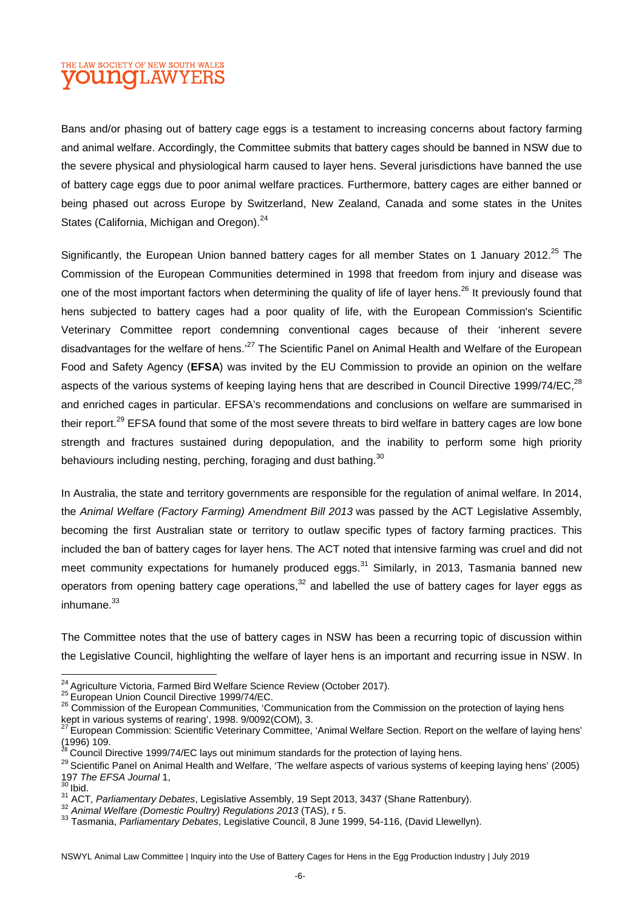Bans and/or phasing out of battery cage eggs is a testament to increasing concerns about factory farming and animal welfare. Accordingly, the Committee submits that battery cages should be banned in NSW due to the severe physical and physiological harm caused to layer hens. Several jurisdictions have banned the use of battery cage eggs due to poor animal welfare practices. Furthermore, battery cages are either banned or being phased out across Europe by Switzerland, New Zealand, Canada and some states in the Unites States (California, Michigan and Oregon).[24]

Significantly, the European Union banned battery cages for all member States on 1 January 2012.[25] The Commission of the European Communities determined in 1998 that freedom from injury and disease was one of the most important factors when determining the quality of life of layer hens.[26] It previously found that hens subjected to battery cages had a poor quality of life, with the European Commission's Scientific Veterinary Committee report condemning conventional cages because of their 'inherent severe disadvantages for the welfare of hens.'[27] The Scientific Panel on Animal Health and Welfare of the European Food and Safety Agency (**EFSA**) was invited by the EU Commission to provide an opinion on the welfare aspects of the various systems of keeping laying hens that are described in Council Directive 1999/74/EC,[28] and enriched cages in particular. EFSA's recommendations and conclusions on welfare are summarised in their report.[29] EFSA found that some of the most severe threats to bird welfare in battery cages are low bone strength and fractures sustained during depopulation, and the inability to perform some high priority behaviours including nesting, perching, foraging and dust bathing.[30]

In Australia, the state and territory governments are responsible for the regulation of animal welfare. In 2014, the *Animal Welfare (Factory Farming) Amendment Bill 2013* was passed by the ACT Legislative Assembly, becoming the first Australian state or territory to outlaw specific types of factory farming practices. This included the ban of battery cages for layer hens. The ACT noted that intensive farming was cruel and did not meet community expectations for humanely produced eggs.[31] Similarly, in 2013, Tasmania banned new operators from opening battery cage operations,[32] and labelled the use of battery cages for layer eggs as inhumane.[33]

The Committee notes that the use of battery cages in NSW has been a recurring topic of discussion within the Legislative Council, highlighting the welfare of layer hens is an important and recurring issue in NSW. In

---

[24] Agriculture Victoria, Farmed Bird Welfare Science Review (October 2017).
[25] European Union Council Directive 1999/74/EC.
[26] Commission of the European Communities, 'Communication from the Commission on the protection of laying hens kept in various systems of rearing', 1998. 9/0092(COM), 3.
[27] European Commission: Scientific Veterinary Committee, 'Animal Welfare Section. Report on the welfare of laying hens' (1996) 109.
[28] Council Directive 1999/74/EC lays out minimum standards for the protection of laying hens.
[29] Scientific Panel on Animal Health and Welfare, 'The welfare aspects of various systems of keeping laying hens' (2005) 197 *The EFSA Journal* 1,
[30] Ibid.
[31] ACT, *Parliamentary Debates*, Legislative Assembly, 19 Sept 2013, 3437 (Shane Rattenbury).
[32] *Animal Welfare (Domestic Poultry) Regulations 2013* (TAS), r 5.
[33] Tasmania, *Parliamentary Debates*, Legislative Council, 8 June 1999, 54-116, (David Llewellyn).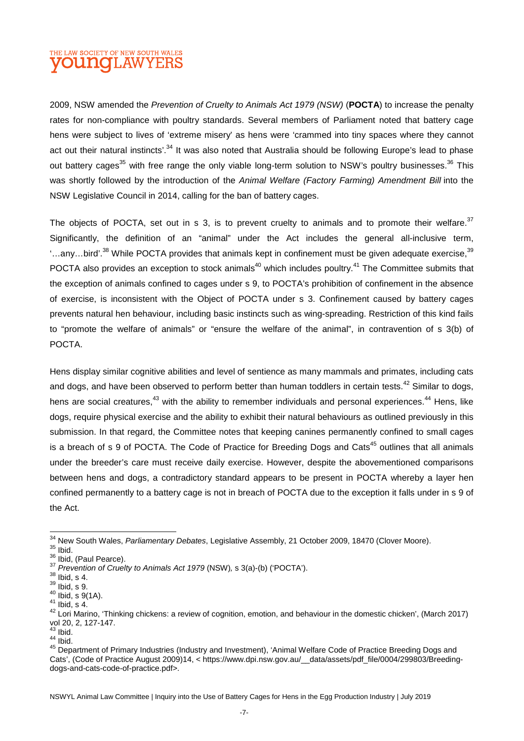2009, NSW amended the *Prevention of Cruelty to Animals Act 1979 (NSW)* (**POCTA**) to increase the penalty rates for non-compliance with poultry standards. Several members of Parliament noted that battery cage hens were subject to lives of 'extreme misery' as hens were 'crammed into tiny spaces where they cannot act out their natural instincts'.[34] It was also noted that Australia should be following Europe's lead to phase out battery cages[35] with free range the only viable long-term solution to NSW's poultry businesses.[36] This was shortly followed by the introduction of the *Animal Welfare (Factory Farming) Amendment Bill* into the NSW Legislative Council in 2014, calling for the ban of battery cages.

The objects of POCTA, set out in s 3, is to prevent cruelty to animals and to promote their welfare.[37] Significantly, the definition of an "animal" under the Act includes the general all-inclusive term, '…any…bird'.[38] While POCTA provides that animals kept in confinement must be given adequate exercise,[39] POCTA also provides an exception to stock animals[40] which includes poultry.[41] The Committee submits that the exception of animals confined to cages under s 9, to POCTA's prohibition of confinement in the absence of exercise, is inconsistent with the Object of POCTA under s 3. Confinement caused by battery cages prevents natural hen behaviour, including basic instincts such as wing-spreading. Restriction of this kind fails to "promote the welfare of animals" or "ensure the welfare of the animal", in contravention of s 3(b) of POCTA.

Hens display similar cognitive abilities and level of sentience as many mammals and primates, including cats and dogs, and have been observed to perform better than human toddlers in certain tests.[42] Similar to dogs, hens are social creatures,[43] with the ability to remember individuals and personal experiences.[44] Hens, like dogs, require physical exercise and the ability to exhibit their natural behaviours as outlined previously in this submission. In that regard, the Committee notes that keeping canines permanently confined to small cages is a breach of s 9 of POCTA. The Code of Practice for Breeding Dogs and Cats[45] outlines that all animals under the breeder's care must receive daily exercise. However, despite the abovementioned comparisons between hens and dogs, a contradictory standard appears to be present in POCTA whereby a layer hen confined permanently to a battery cage is not in breach of POCTA due to the exception it falls under in s 9 of the Act.

---

[34] New South Wales, *Parliamentary Debates*, Legislative Assembly, 21 October 2009, 18470 (Clover Moore).
[35] Ibid.
[36] Ibid, (Paul Pearce).
[37] *Prevention of Cruelty to Animals Act 1979* (NSW)*,* s 3(a)-(b) ('POCTA').
[38] Ibid, s 4.
[39] Ibid, s 9.
[40] Ibid, s 9(1A).
[41] Ibid, s 4.
[42] Lori Marino, 'Thinking chickens: a review of cognition, emotion, and behaviour in the domestic chicken', (March 2017) vol 20, 2, 127-147.
[43] Ibid.
[44] Ibid.
[45] Department of Primary Industries (Industry and Investment), 'Animal Welfare Code of Practice Breeding Dogs and Cats', (Code of Practice August 2009)14, < https://www.dpi.nsw.gov.au/__data/assets/pdf_file/0004/299803/Breeding-dogs-and-cats-code-of-practice.pdf>.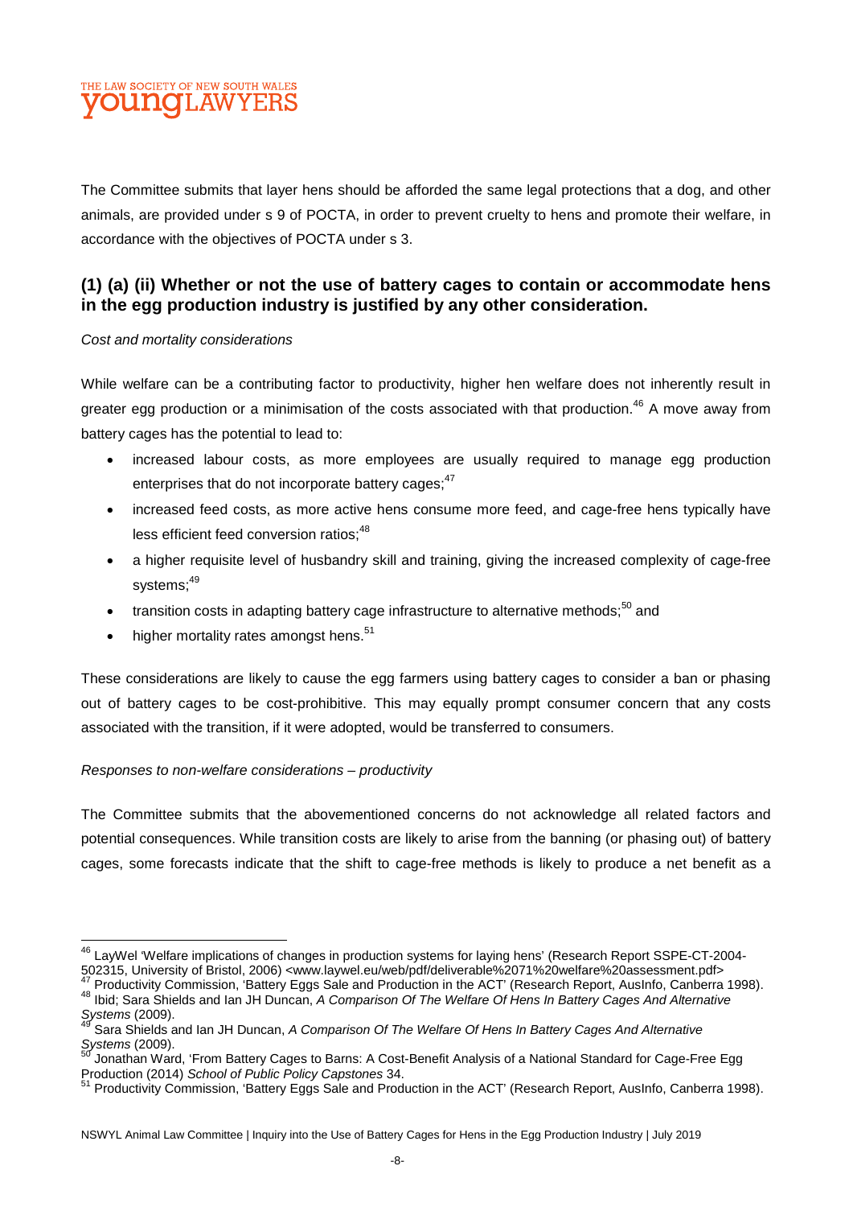The Committee submits that layer hens should be afforded the same legal protections that a dog, and other animals, are provided under s 9 of POCTA, in order to prevent cruelty to hens and promote their welfare, in accordance with the objectives of POCTA under s 3.

## (1) (a) (ii) Whether or not the use of battery cages to contain or accommodate hens in the egg production industry is justified by any other consideration.

*Cost and mortality considerations*

While welfare can be a contributing factor to productivity, higher hen welfare does not inherently result in greater egg production or a minimisation of the costs associated with that production.[46] A move away from battery cages has the potential to lead to:

- increased labour costs, as more employees are usually required to manage egg production enterprises that do not incorporate battery cages;[47]
- increased feed costs, as more active hens consume more feed, and cage-free hens typically have less efficient feed conversion ratios;[48]
- a higher requisite level of husbandry skill and training, giving the increased complexity of cage-free systems;[49]
- transition costs in adapting battery cage infrastructure to alternative methods;[50] and
- higher mortality rates amongst hens.[51]

These considerations are likely to cause the egg farmers using battery cages to consider a ban or phasing out of battery cages to be cost-prohibitive. This may equally prompt consumer concern that any costs associated with the transition, if it were adopted, would be transferred to consumers.

*Responses to non-welfare considerations – productivity*

The Committee submits that the abovementioned concerns do not acknowledge all related factors and potential consequences. While transition costs are likely to arise from the banning (or phasing out) of battery cages, some forecasts indicate that the shift to cage-free methods is likely to produce a net benefit as a

---

[46] LayWel 'Welfare implications of changes in production systems for laying hens' (Research Report SSPE-CT-2004-502315, University of Bristol, 2006) <www.laywel.eu/web/pdf/deliverable%2071%20welfare%20assessment.pdf>

[47] Productivity Commission, 'Battery Eggs Sale and Production in the ACT' (Research Report, AusInfo, Canberra 1998).

[48] Ibid; Sara Shields and Ian JH Duncan, *A Comparison Of The Welfare Of Hens In Battery Cages And Alternative Systems* (2009).

[49] Sara Shields and Ian JH Duncan, *A Comparison Of The Welfare Of Hens In Battery Cages And Alternative Systems* (2009).

[50] Jonathan Ward, 'From Battery Cages to Barns: A Cost-Benefit Analysis of a National Standard for Cage-Free Egg Production (2014) *School of Public Policy Capstones* 34.

[51] Productivity Commission, 'Battery Eggs Sale and Production in the ACT' (Research Report, AusInfo, Canberra 1998).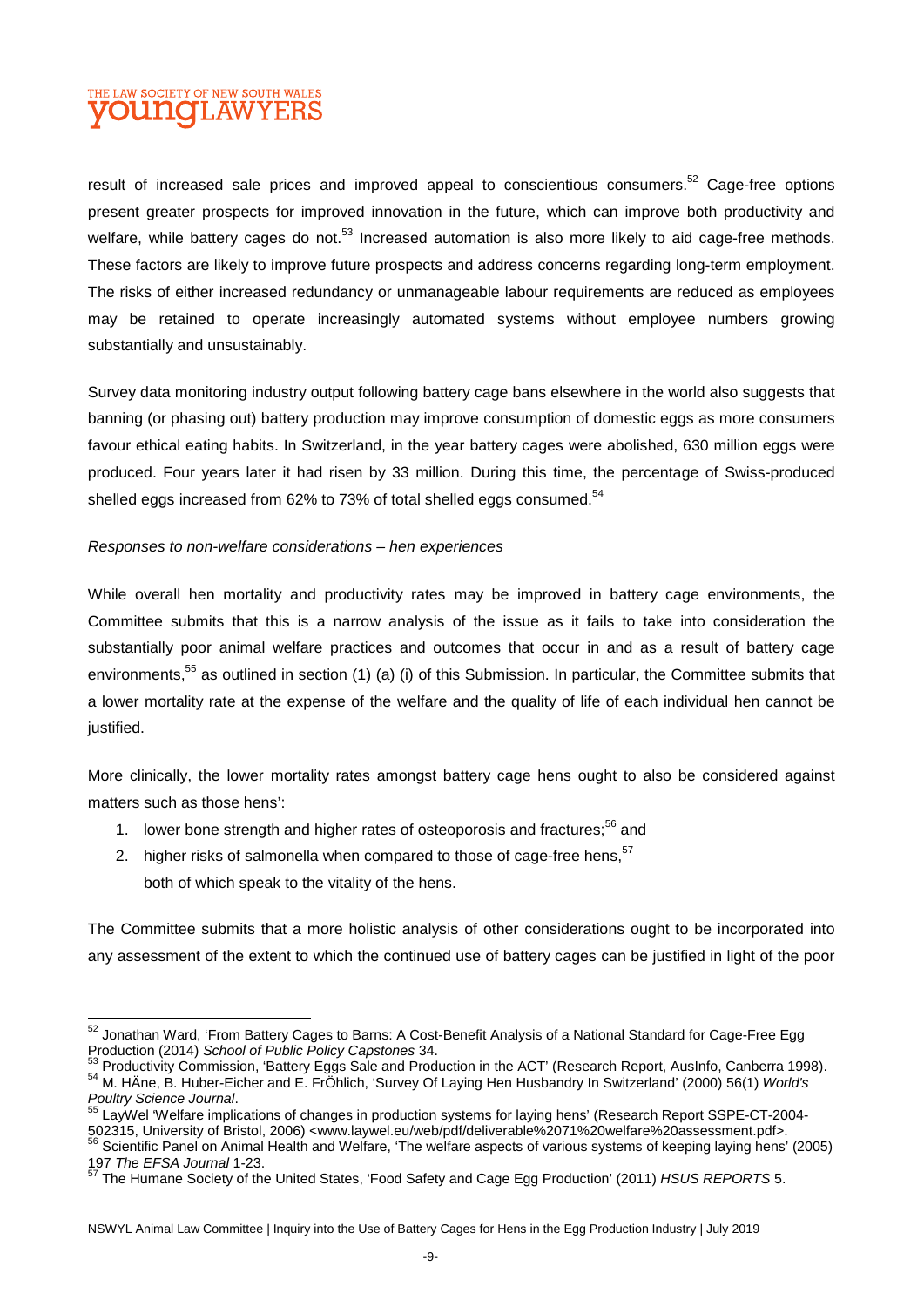result of increased sale prices and improved appeal to conscientious consumers.[52] Cage-free options present greater prospects for improved innovation in the future, which can improve both productivity and welfare, while battery cages do not.[53] Increased automation is also more likely to aid cage-free methods. These factors are likely to improve future prospects and address concerns regarding long-term employment. The risks of either increased redundancy or unmanageable labour requirements are reduced as employees may be retained to operate increasingly automated systems without employee numbers growing substantially and unsustainably.

Survey data monitoring industry output following battery cage bans elsewhere in the world also suggests that banning (or phasing out) battery production may improve consumption of domestic eggs as more consumers favour ethical eating habits. In Switzerland, in the year battery cages were abolished, 630 million eggs were produced. Four years later it had risen by 33 million. During this time, the percentage of Swiss-produced shelled eggs increased from 62% to 73% of total shelled eggs consumed.[54]

*Responses to non-welfare considerations – hen experiences*

While overall hen mortality and productivity rates may be improved in battery cage environments, the Committee submits that this is a narrow analysis of the issue as it fails to take into consideration the substantially poor animal welfare practices and outcomes that occur in and as a result of battery cage environments,[55] as outlined in section (1) (a) (i) of this Submission. In particular, the Committee submits that a lower mortality rate at the expense of the welfare and the quality of life of each individual hen cannot be justified.

More clinically, the lower mortality rates amongst battery cage hens ought to also be considered against matters such as those hens':

1. lower bone strength and higher rates of osteoporosis and fractures;[56] and
2. higher risks of salmonella when compared to those of cage-free hens,[57]
   both of which speak to the vitality of the hens.

The Committee submits that a more holistic analysis of other considerations ought to be incorporated into any assessment of the extent to which the continued use of battery cages can be justified in light of the poor

---

[52] Jonathan Ward, 'From Battery Cages to Barns: A Cost-Benefit Analysis of a National Standard for Cage-Free Egg Production (2014) *School of Public Policy Capstones* 34.

[53] Productivity Commission, 'Battery Eggs Sale and Production in the ACT' (Research Report, AusInfo, Canberra 1998).

[54] M. HÄne, B. Huber-Eicher and E. FrÖhlich, 'Survey Of Laying Hen Husbandry In Switzerland' (2000) 56(1) *World's Poultry Science Journal*.

[55] LayWel 'Welfare implications of changes in production systems for laying hens' (Research Report SSPE-CT-2004-502315, University of Bristol, 2006) <www.laywel.eu/web/pdf/deliverable%2071%20welfare%20assessment.pdf>.

[56] Scientific Panel on Animal Health and Welfare, 'The welfare aspects of various systems of keeping laying hens' (2005) 197 *The EFSA Journal* 1-23.

[57] The Humane Society of the United States, 'Food Safety and Cage Egg Production' (2011) *HSUS REPORTS* 5.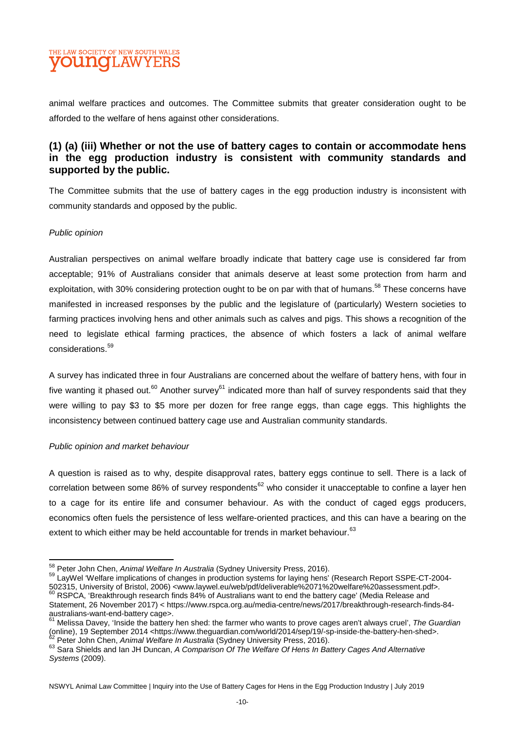animal welfare practices and outcomes. The Committee submits that greater consideration ought to be afforded to the welfare of hens against other considerations.

## (1) (a) (iii) Whether or not the use of battery cages to contain or accommodate hens in the egg production industry is consistent with community standards and supported by the public.

The Committee submits that the use of battery cages in the egg production industry is inconsistent with community standards and opposed by the public.

*Public opinion*

Australian perspectives on animal welfare broadly indicate that battery cage use is considered far from acceptable; 91% of Australians consider that animals deserve at least some protection from harm and exploitation, with 30% considering protection ought to be on par with that of humans.[58] These concerns have manifested in increased responses by the public and the legislature of (particularly) Western societies to farming practices involving hens and other animals such as calves and pigs. This shows a recognition of the need to legislate ethical farming practices, the absence of which fosters a lack of animal welfare considerations.[59]

A survey has indicated three in four Australians are concerned about the welfare of battery hens, with four in five wanting it phased out.[60] Another survey[61] indicated more than half of survey respondents said that they were willing to pay $3 to $5 more per dozen for free range eggs, than cage eggs. This highlights the inconsistency between continued battery cage use and Australian community standards.

*Public opinion and market behaviour*

A question is raised as to why, despite disapproval rates, battery eggs continue to sell. There is a lack of correlation between some 86% of survey respondents[62] who consider it unacceptable to confine a layer hen to a cage for its entire life and consumer behaviour. As with the conduct of caged eggs producers, economics often fuels the persistence of less welfare-oriented practices, and this can have a bearing on the extent to which either may be held accountable for trends in market behaviour.[63]

---

[58] Peter John Chen, *Animal Welfare In Australia* (Sydney University Press, 2016).

[59] LayWel 'Welfare implications of changes in production systems for laying hens' (Research Report SSPE-CT-2004-502315, University of Bristol, 2006) <www.laywel.eu/web/pdf/deliverable%2071%20welfare%20assessment.pdf>.

[60] RSPCA, 'Breakthrough research finds 84% of Australians want to end the battery cage' (Media Release and Statement, 26 November 2017) < https://www.rspca.org.au/media-centre/news/2017/breakthrough-research-finds-84-australians-want-end-battery cage>.

[61] Melissa Davey, 'Inside the battery hen shed: the farmer who wants to prove cages aren't always cruel', *The Guardian* (online), 19 September 2014 <https://www.theguardian.com/world/2014/sep/19/-sp-inside-the-battery-hen-shed>.

[62] Peter John Chen, *Animal Welfare In Australia* (Sydney University Press, 2016).

[63] Sara Shields and Ian JH Duncan, *A Comparison Of The Welfare Of Hens In Battery Cages And Alternative Systems* (2009).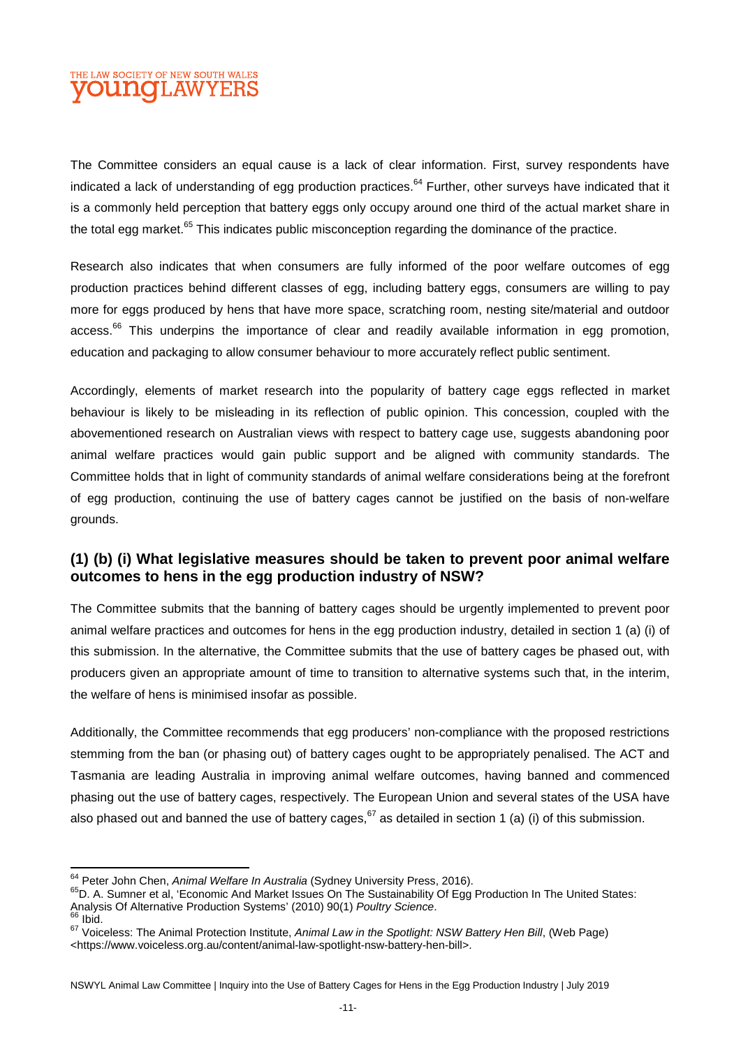The Committee considers an equal cause is a lack of clear information. First, survey respondents have indicated a lack of understanding of egg production practices.[64] Further, other surveys have indicated that it is a commonly held perception that battery eggs only occupy around one third of the actual market share in the total egg market.[65] This indicates public misconception regarding the dominance of the practice.

Research also indicates that when consumers are fully informed of the poor welfare outcomes of egg production practices behind different classes of egg, including battery eggs, consumers are willing to pay more for eggs produced by hens that have more space, scratching room, nesting site/material and outdoor access.[66] This underpins the importance of clear and readily available information in egg promotion, education and packaging to allow consumer behaviour to more accurately reflect public sentiment.

Accordingly, elements of market research into the popularity of battery cage eggs reflected in market behaviour is likely to be misleading in its reflection of public opinion. This concession, coupled with the abovementioned research on Australian views with respect to battery cage use, suggests abandoning poor animal welfare practices would gain public support and be aligned with community standards. The Committee holds that in light of community standards of animal welfare considerations being at the forefront of egg production, continuing the use of battery cages cannot be justified on the basis of non-welfare grounds.

## (1) (b) (i) What legislative measures should be taken to prevent poor animal welfare outcomes to hens in the egg production industry of NSW?

The Committee submits that the banning of battery cages should be urgently implemented to prevent poor animal welfare practices and outcomes for hens in the egg production industry, detailed in section 1 (a) (i) of this submission. In the alternative, the Committee submits that the use of battery cages be phased out, with producers given an appropriate amount of time to transition to alternative systems such that, in the interim, the welfare of hens is minimised insofar as possible.

Additionally, the Committee recommends that egg producers' non-compliance with the proposed restrictions stemming from the ban (or phasing out) of battery cages ought to be appropriately penalised. The ACT and Tasmania are leading Australia in improving animal welfare outcomes, having banned and commenced phasing out the use of battery cages, respectively. The European Union and several states of the USA have also phased out and banned the use of battery cages,[67] as detailed in section 1 (a) (i) of this submission.

---

[64] Peter John Chen, *Animal Welfare In Australia* (Sydney University Press, 2016).

[65] D. A. Sumner et al, 'Economic And Market Issues On The Sustainability Of Egg Production In The United States: Analysis Of Alternative Production Systems' (2010) 90(1) *Poultry Science*.

[66] Ibid.

[67] Voiceless: The Animal Protection Institute, *Animal Law in the Spotlight: NSW Battery Hen Bill*, (Web Page) <https://www.voiceless.org.au/content/animal-law-spotlight-nsw-battery-hen-bill>.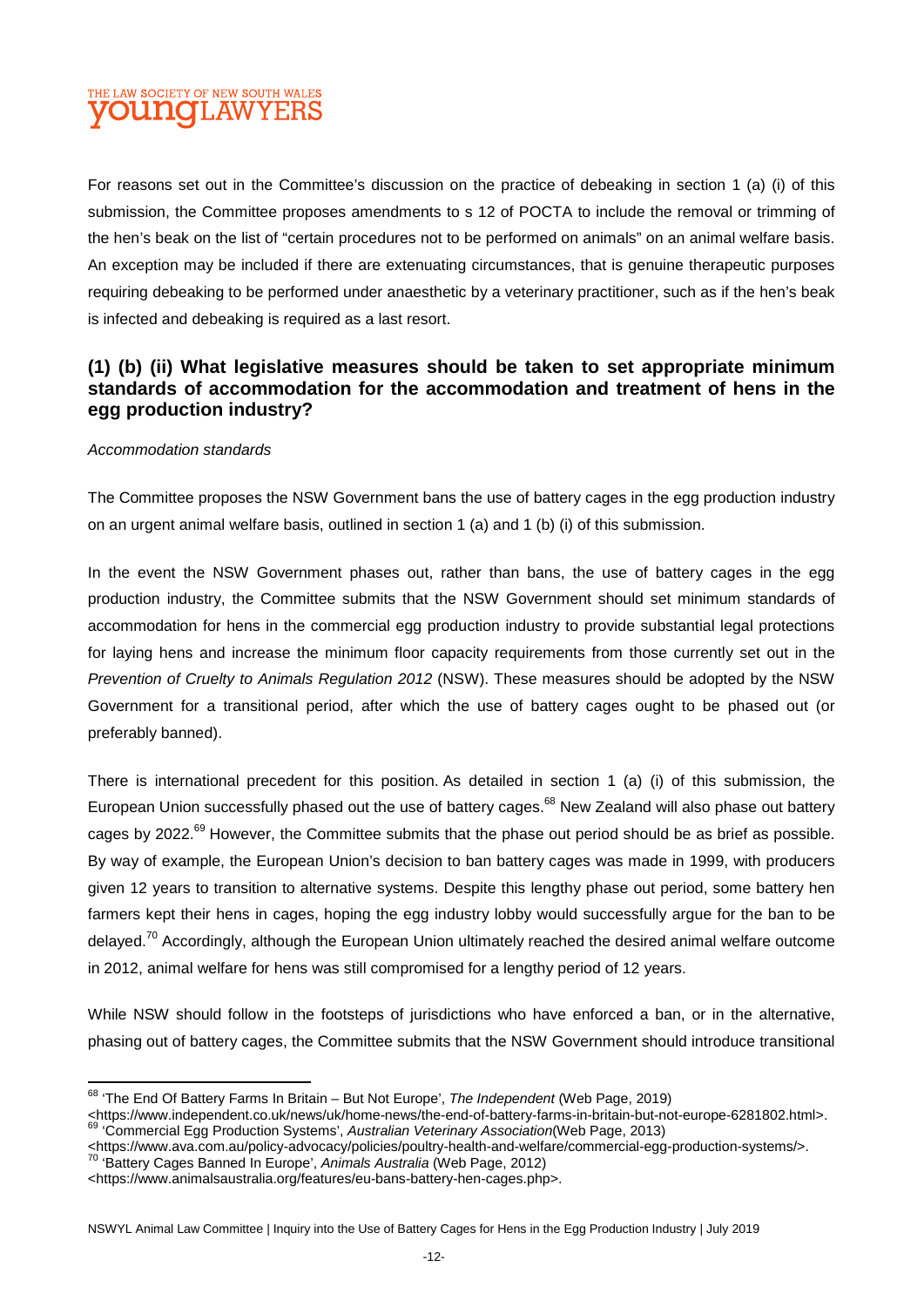For reasons set out in the Committee's discussion on the practice of debeaking in section 1 (a) (i) of this submission, the Committee proposes amendments to s 12 of POCTA to include the removal or trimming of the hen's beak on the list of "certain procedures not to be performed on animals" on an animal welfare basis. An exception may be included if there are extenuating circumstances, that is genuine therapeutic purposes requiring debeaking to be performed under anaesthetic by a veterinary practitioner, such as if the hen's beak is infected and debeaking is required as a last resort.

## (1) (b) (ii) What legislative measures should be taken to set appropriate minimum standards of accommodation for the accommodation and treatment of hens in the egg production industry?

*Accommodation standards*

The Committee proposes the NSW Government bans the use of battery cages in the egg production industry on an urgent animal welfare basis, outlined in section 1 (a) and 1 (b) (i) of this submission.

In the event the NSW Government phases out, rather than bans, the use of battery cages in the egg production industry, the Committee submits that the NSW Government should set minimum standards of accommodation for hens in the commercial egg production industry to provide substantial legal protections for laying hens and increase the minimum floor capacity requirements from those currently set out in the *Prevention of Cruelty to Animals Regulation 2012* (NSW). These measures should be adopted by the NSW Government for a transitional period, after which the use of battery cages ought to be phased out (or preferably banned).

There is international precedent for this position. As detailed in section 1 (a) (i) of this submission, the European Union successfully phased out the use of battery cages.[68] New Zealand will also phase out battery cages by 2022.[69] However, the Committee submits that the phase out period should be as brief as possible. By way of example, the European Union's decision to ban battery cages was made in 1999, with producers given 12 years to transition to alternative systems. Despite this lengthy phase out period, some battery hen farmers kept their hens in cages, hoping the egg industry lobby would successfully argue for the ban to be delayed.[70] Accordingly, although the European Union ultimately reached the desired animal welfare outcome in 2012, animal welfare for hens was still compromised for a lengthy period of 12 years.

While NSW should follow in the footsteps of jurisdictions who have enforced a ban, or in the alternative, phasing out of battery cages, the Committee submits that the NSW Government should introduce transitional

---

[68] 'The End Of Battery Farms In Britain – But Not Europe', *The Independent* (Web Page, 2019) <https://www.independent.co.uk/news/uk/home-news/the-end-of-battery-farms-in-britain-but-not-europe-6281802.html>.

[69] 'Commercial Egg Production Systems', *Australian Veterinary Association*(Web Page, 2013) <https://www.ava.com.au/policy-advocacy/policies/poultry-health-and-welfare/commercial-egg-production-systems/>.

[70] 'Battery Cages Banned In Europe', *Animals Australia* (Web Page, 2012) <https://www.animalsaustralia.org/features/eu-bans-battery-hen-cages.php>.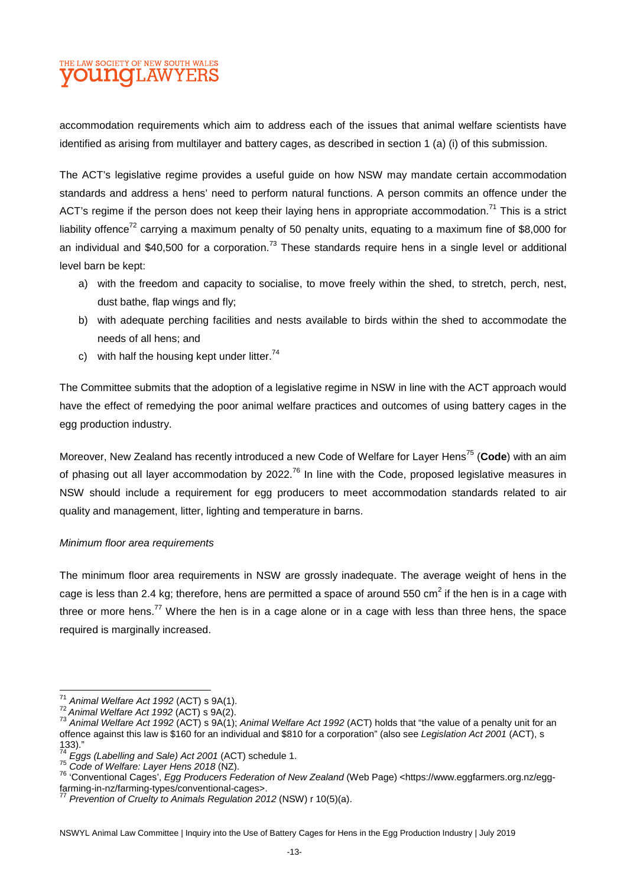accommodation requirements which aim to address each of the issues that animal welfare scientists have identified as arising from multilayer and battery cages, as described in section 1 (a) (i) of this submission.

The ACT's legislative regime provides a useful guide on how NSW may mandate certain accommodation standards and address a hens' need to perform natural functions. A person commits an offence under the ACT's regime if the person does not keep their laying hens in appropriate accommodation.[71] This is a strict liability offence[72] carrying a maximum penalty of 50 penalty units, equating to a maximum fine of $8,000 for an individual and $40,500 for a corporation.[73] These standards require hens in a single level or additional level barn be kept:

a) with the freedom and capacity to socialise, to move freely within the shed, to stretch, perch, nest, dust bathe, flap wings and fly;
b) with adequate perching facilities and nests available to birds within the shed to accommodate the needs of all hens; and
c) with half the housing kept under litter.[74]

The Committee submits that the adoption of a legislative regime in NSW in line with the ACT approach would have the effect of remedying the poor animal welfare practices and outcomes of using battery cages in the egg production industry.

Moreover, New Zealand has recently introduced a new Code of Welfare for Layer Hens[75] (**Code**) with an aim of phasing out all layer accommodation by 2022.[76] In line with the Code, proposed legislative measures in NSW should include a requirement for egg producers to meet accommodation standards related to air quality and management, litter, lighting and temperature in barns.

*Minimum floor area requirements*

The minimum floor area requirements in NSW are grossly inadequate. The average weight of hens in the cage is less than 2.4 kg; therefore, hens are permitted a space of around 550 cm$^2$ if the hen is in a cage with three or more hens.[77] Where the hen is in a cage alone or in a cage with less than three hens, the space required is marginally increased.

---

[71] *Animal Welfare Act 1992* (ACT) s 9A(1).
[72] *Animal Welfare Act 1992* (ACT) s 9A(2).
[73] *Animal Welfare Act 1992* (ACT) s 9A(1); *Animal Welfare Act 1992* (ACT) holds that "the value of a penalty unit for an offence against this law is $160 for an individual and $810 for a corporation" (also see *Legislation Act 2001* (ACT), s 133)."
[74] *Eggs (Labelling and Sale) Act 2001* (ACT) schedule 1.
[75] *Code of Welfare: Layer Hens 2018* (NZ).
[76] 'Conventional Cages', *Egg Producers Federation of New Zealand* (Web Page) <https://www.eggfarmers.org.nz/egg-farming-in-nz/farming-types/conventional-cages>.
[77] *Prevention of Cruelty to Animals Regulation 2012* (NSW) r 10(5)(a).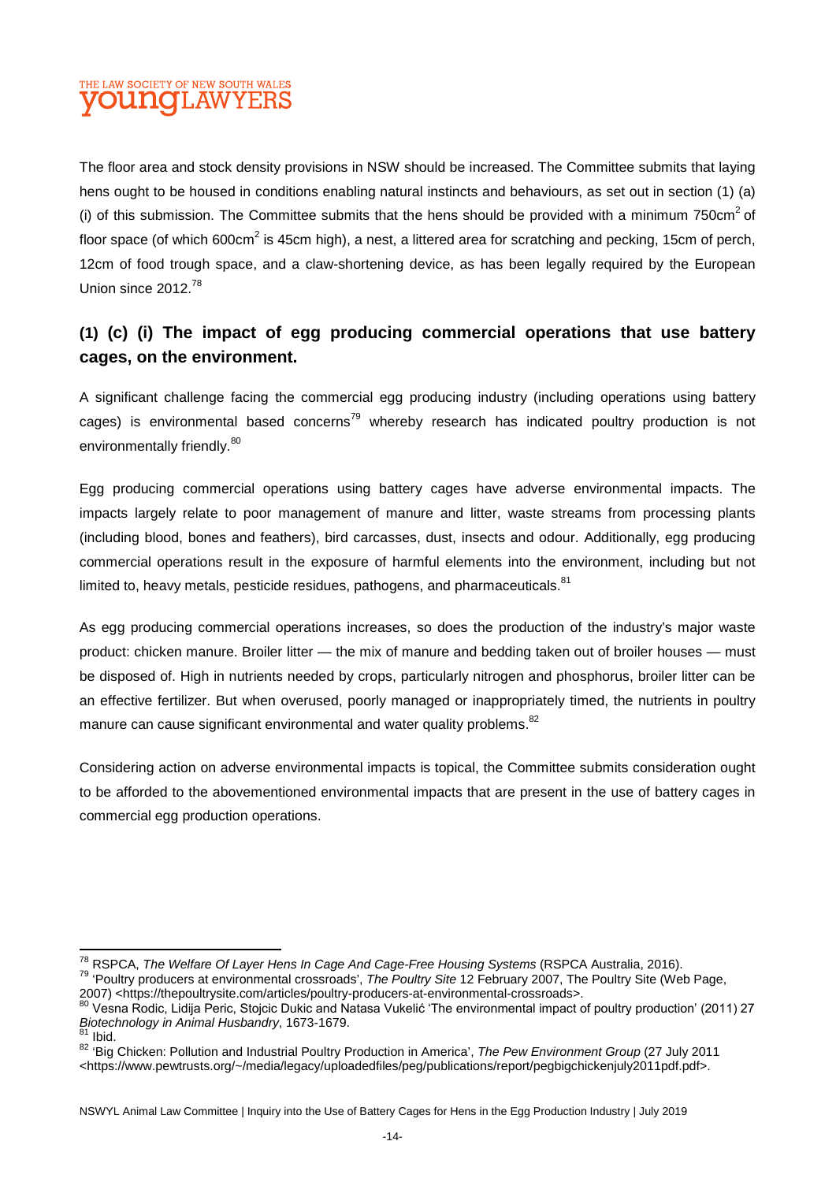The floor area and stock density provisions in NSW should be increased. The Committee submits that laying hens ought to be housed in conditions enabling natural instincts and behaviours, as set out in section (1) (a) (i) of this submission. The Committee submits that the hens should be provided with a minimum 750cm$^2$ of floor space (of which 600cm$^2$ is 45cm high), a nest, a littered area for scratching and pecking, 15cm of perch, 12cm of food trough space, and a claw-shortening device, as has been legally required by the European Union since 2012.[78]

## (1) (c) (i) The impact of egg producing commercial operations that use battery cages, on the environment.

A significant challenge facing the commercial egg producing industry (including operations using battery cages) is environmental based concerns[79] whereby research has indicated poultry production is not environmentally friendly.[80]

Egg producing commercial operations using battery cages have adverse environmental impacts. The impacts largely relate to poor management of manure and litter, waste streams from processing plants (including blood, bones and feathers), bird carcasses, dust, insects and odour. Additionally, egg producing commercial operations result in the exposure of harmful elements into the environment, including but not limited to, heavy metals, pesticide residues, pathogens, and pharmaceuticals.[81]

As egg producing commercial operations increases, so does the production of the industry's major waste product: chicken manure. Broiler litter — the mix of manure and bedding taken out of broiler houses — must be disposed of. High in nutrients needed by crops, particularly nitrogen and phosphorus, broiler litter can be an effective fertilizer. But when overused, poorly managed or inappropriately timed, the nutrients in poultry manure can cause significant environmental and water quality problems.[82]

Considering action on adverse environmental impacts is topical, the Committee submits consideration ought to be afforded to the abovementioned environmental impacts that are present in the use of battery cages in commercial egg production operations.

---

[78] RSPCA, *The Welfare Of Layer Hens In Cage And Cage-Free Housing Systems* (RSPCA Australia, 2016).

[79] 'Poultry producers at environmental crossroads', *The Poultry Site* 12 February 2007, The Poultry Site (Web Page, 2007) <https://thepoultrysite.com/articles/poultry-producers-at-environmental-crossroads>.

[80] Vesna Rodic, Lidija Peric, Stojcic Dukic and Natasa Vukelić 'The environmental impact of poultry production' (2011) 27 *Biotechnology in Animal Husbandry*, 1673-1679.

[81] Ibid.

[82] 'Big Chicken: Pollution and Industrial Poultry Production in America', *The Pew Environment Group* (27 July 2011 <https://www.pewtrusts.org/~/media/legacy/uploadedfiles/peg/publications/report/pegbigchickenjuly2011pdf.pdf>.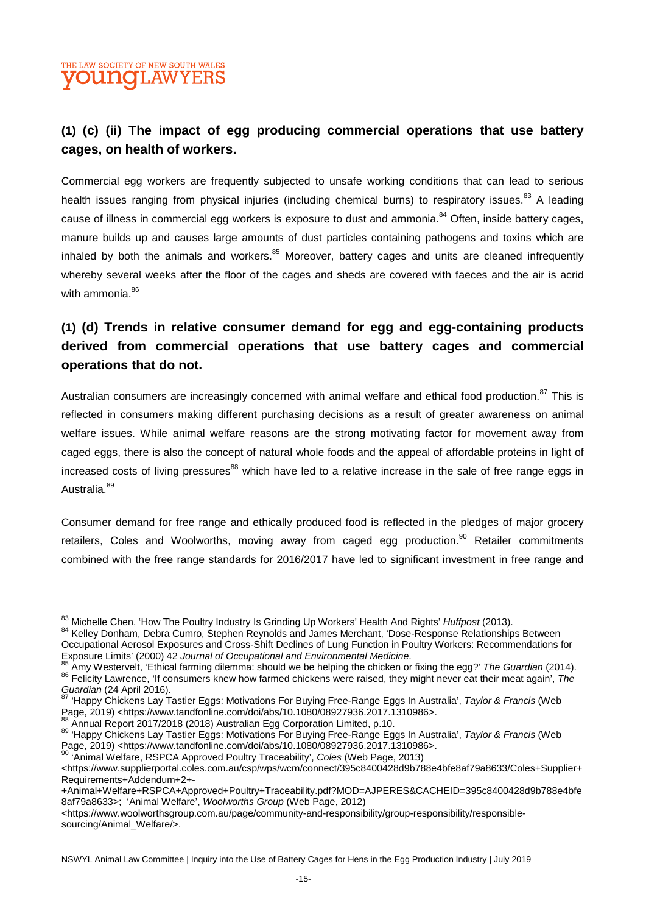## (1) (c) (ii) The impact of egg producing commercial operations that use battery cages, on health of workers.

Commercial egg workers are frequently subjected to unsafe working conditions that can lead to serious health issues ranging from physical injuries (including chemical burns) to respiratory issues.[83] A leading cause of illness in commercial egg workers is exposure to dust and ammonia.[84] Often, inside battery cages, manure builds up and causes large amounts of dust particles containing pathogens and toxins which are inhaled by both the animals and workers.[85] Moreover, battery cages and units are cleaned infrequently whereby several weeks after the floor of the cages and sheds are covered with faeces and the air is acrid with ammonia.[86]

## (1) (d) Trends in relative consumer demand for egg and egg-containing products derived from commercial operations that use battery cages and commercial operations that do not.

Australian consumers are increasingly concerned with animal welfare and ethical food production.[87] This is reflected in consumers making different purchasing decisions as a result of greater awareness on animal welfare issues. While animal welfare reasons are the strong motivating factor for movement away from caged eggs, there is also the concept of natural whole foods and the appeal of affordable proteins in light of increased costs of living pressures[88] which have led to a relative increase in the sale of free range eggs in Australia.[89]

Consumer demand for free range and ethically produced food is reflected in the pledges of major grocery retailers, Coles and Woolworths, moving away from caged egg production.[90] Retailer commitments combined with the free range standards for 2016/2017 have led to significant investment in free range and

---

[83] Michelle Chen, 'How The Poultry Industry Is Grinding Up Workers' Health And Rights' *Huffpost* (2013).

[84] Kelley Donham, Debra Cumro, Stephen Reynolds and James Merchant, 'Dose-Response Relationships Between Occupational Aerosol Exposures and Cross-Shift Declines of Lung Function in Poultry Workers: Recommendations for Exposure Limits' (2000) 42 *Journal of Occupational and Environmental Medicine*.

[85] Amy Westervelt, 'Ethical farming dilemma: should we be helping the chicken or fixing the egg?' *The Guardian* (2014).

[86] Felicity Lawrence, 'If consumers knew how farmed chickens were raised, they might never eat their meat again', *The Guardian* (24 April 2016).

[87] 'Happy Chickens Lay Tastier Eggs: Motivations For Buying Free-Range Eggs In Australia', *Taylor & Francis* (Web Page, 2019) <https://www.tandfonline.com/doi/abs/10.1080/08927936.2017.1310986>.

[88] Annual Report 2017/2018 (2018) Australian Egg Corporation Limited, p.10.

[89] 'Happy Chickens Lay Tastier Eggs: Motivations For Buying Free-Range Eggs In Australia', *Taylor & Francis* (Web Page, 2019) <https://www.tandfonline.com/doi/abs/10.1080/08927936.2017.1310986>.

[90] 'Animal Welfare, RSPCA Approved Poultry Traceability', *Coles* (Web Page, 2013) <https://www.supplierportal.coles.com.au/csp/wps/wcm/connect/395c8400428d9b788e4bfe8af79a8633/Coles+Supplier+Requirements+Addendum+2+-+Animal+Welfare+RSPCA+Approved+Poultry+Traceability.pdf?MOD=AJPERES&CACHEID=395c8400428d9b788e4bfe8af79a8633>; 'Animal Welfare', *Woolworths Group* (Web Page, 2012) <https://www.woolworthsgroup.com.au/page/community-and-responsibility/group-responsibility/responsible-sourcing/Animal_Welfare/>.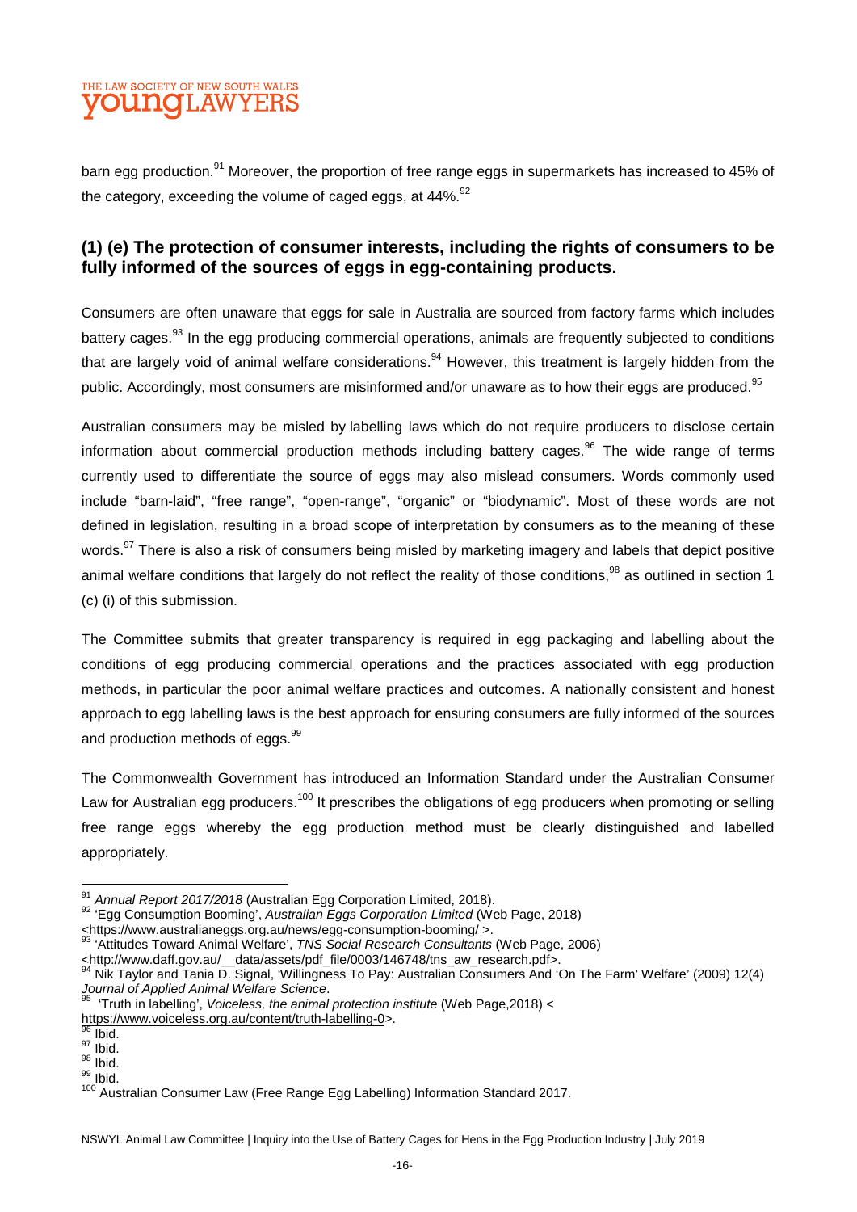barn egg production.[91] Moreover, the proportion of free range eggs in supermarkets has increased to 45% of the category, exceeding the volume of caged eggs, at 44%.[92]

## (1) (e) The protection of consumer interests, including the rights of consumers to be fully informed of the sources of eggs in egg-containing products.

Consumers are often unaware that eggs for sale in Australia are sourced from factory farms which includes battery cages.[93] In the egg producing commercial operations, animals are frequently subjected to conditions that are largely void of animal welfare considerations.[94] However, this treatment is largely hidden from the public. Accordingly, most consumers are misinformed and/or unaware as to how their eggs are produced.[95]

Australian consumers may be misled by labelling laws which do not require producers to disclose certain information about commercial production methods including battery cages.[96] The wide range of terms currently used to differentiate the source of eggs may also mislead consumers. Words commonly used include "barn-laid", "free range", "open-range", "organic" or "biodynamic". Most of these words are not defined in legislation, resulting in a broad scope of interpretation by consumers as to the meaning of these words.[97] There is also a risk of consumers being misled by marketing imagery and labels that depict positive animal welfare conditions that largely do not reflect the reality of those conditions,[98] as outlined in section 1 (c) (i) of this submission.

The Committee submits that greater transparency is required in egg packaging and labelling about the conditions of egg producing commercial operations and the practices associated with egg production methods, in particular the poor animal welfare practices and outcomes. A nationally consistent and honest approach to egg labelling laws is the best approach for ensuring consumers are fully informed of the sources and production methods of eggs.[99]

The Commonwealth Government has introduced an Information Standard under the Australian Consumer Law for Australian egg producers.[100] It prescribes the obligations of egg producers when promoting or selling free range eggs whereby the egg production method must be clearly distinguished and labelled appropriately.

---

[91] *Annual Report 2017/2018* (Australian Egg Corporation Limited, 2018).

[92] 'Egg Consumption Booming', *Australian Eggs Corporation Limited* (Web Page, 2018) <https://www.australianeggs.org.au/news/egg-consumption-booming/ >.

[93] 'Attitudes Toward Animal Welfare', *TNS Social Research Consultants* (Web Page, 2006) <http://www.daff.gov.au/__data/assets/pdf_file/0003/146748/tns_aw_research.pdf>.

[94] Nik Taylor and Tania D. Signal, 'Willingness To Pay: Australian Consumers And 'On The Farm' Welfare' (2009) 12(4) *Journal of Applied Animal Welfare Science*.

[95] 'Truth in labelling', *Voiceless, the animal protection institute* (Web Page,2018) < https://www.voiceless.org.au/content/truth-labelling-0>.

[96] Ibid.

[97] Ibid.

[98] Ibid.

[99] Ibid.

[100] Australian Consumer Law (Free Range Egg Labelling) Information Standard 2017.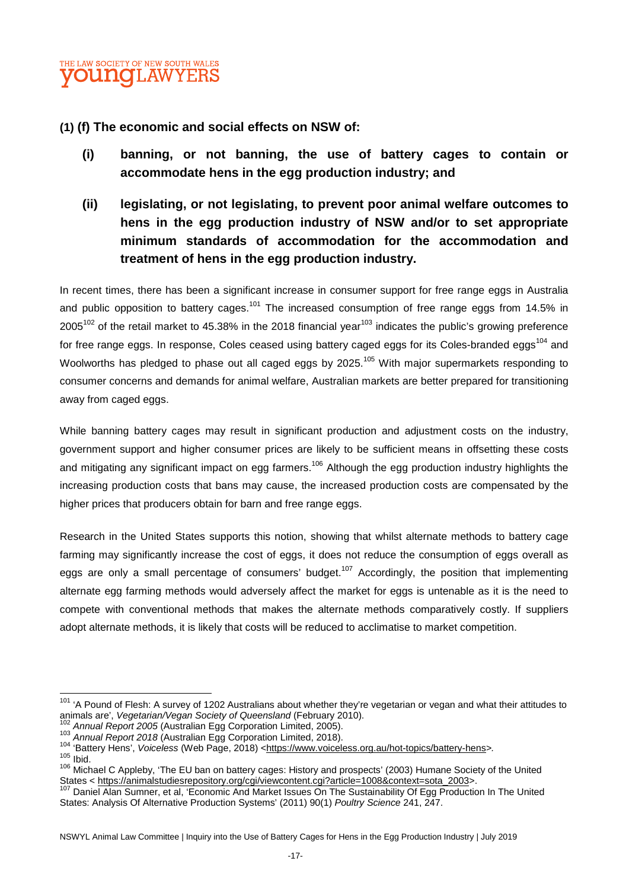**(1) (f) The economic and social effects on NSW of:**

**(i) banning, or not banning, the use of battery cages to contain or accommodate hens in the egg production industry; and**

**(ii) legislating, or not legislating, to prevent poor animal welfare outcomes to hens in the egg production industry of NSW and/or to set appropriate minimum standards of accommodation for the accommodation and treatment of hens in the egg production industry.**

In recent times, there has been a significant increase in consumer support for free range eggs in Australia and public opposition to battery cages.[101] The increased consumption of free range eggs from 14.5% in 2005[102] of the retail market to 45.38% in the 2018 financial year[103] indicates the public's growing preference for free range eggs. In response, Coles ceased using battery caged eggs for its Coles-branded eggs[104] and Woolworths has pledged to phase out all caged eggs by 2025.[105] With major supermarkets responding to consumer concerns and demands for animal welfare, Australian markets are better prepared for transitioning away from caged eggs.

While banning battery cages may result in significant production and adjustment costs on the industry, government support and higher consumer prices are likely to be sufficient means in offsetting these costs and mitigating any significant impact on egg farmers.[106] Although the egg production industry highlights the increasing production costs that bans may cause, the increased production costs are compensated by the higher prices that producers obtain for barn and free range eggs.

Research in the United States supports this notion, showing that whilst alternate methods to battery cage farming may significantly increase the cost of eggs, it does not reduce the consumption of eggs overall as eggs are only a small percentage of consumers' budget.[107] Accordingly, the position that implementing alternate egg farming methods would adversely affect the market for eggs is untenable as it is the need to compete with conventional methods that makes the alternate methods comparatively costly. If suppliers adopt alternate methods, it is likely that costs will be reduced to acclimatise to market competition.

---

[101] 'A Pound of Flesh: A survey of 1202 Australians about whether they're vegetarian or vegan and what their attitudes to animals are', *Vegetarian/Vegan Society of Queensland* (February 2010).

[102] *Annual Report 2005* (Australian Egg Corporation Limited, 2005).

[103] *Annual Report 2018* (Australian Egg Corporation Limited, 2018).

[104] 'Battery Hens', *Voiceless* (Web Page, 2018) <https://www.voiceless.org.au/hot-topics/battery-hens>.

[105] Ibid.

[106] Michael C Appleby, 'The EU ban on battery cages: History and prospects' (2003) Humane Society of the United States < https://animalstudiesrepository.org/cgi/viewcontent.cgi?article=1008&context=sota_2003>.

[107] Daniel Alan Sumner, et al, 'Economic And Market Issues On The Sustainability Of Egg Production In The United States: Analysis Of Alternative Production Systems' (2011) 90(1) *Poultry Science* 241, 247.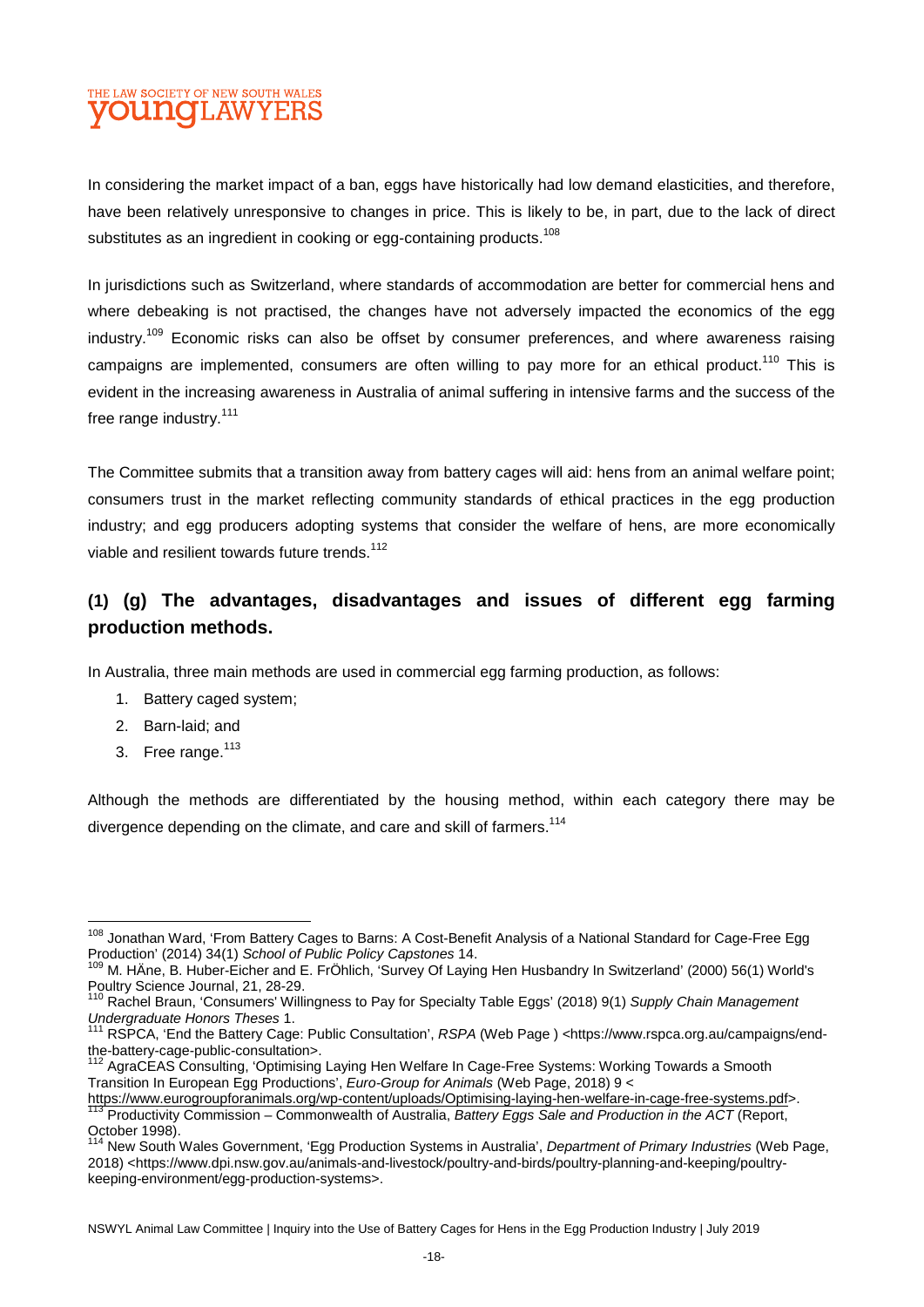In considering the market impact of a ban, eggs have historically had low demand elasticities, and therefore, have been relatively unresponsive to changes in price. This is likely to be, in part, due to the lack of direct substitutes as an ingredient in cooking or egg-containing products.[108]

In jurisdictions such as Switzerland, where standards of accommodation are better for commercial hens and where debeaking is not practised, the changes have not adversely impacted the economics of the egg industry.[109] Economic risks can also be offset by consumer preferences, and where awareness raising campaigns are implemented, consumers are often willing to pay more for an ethical product.[110] This is evident in the increasing awareness in Australia of animal suffering in intensive farms and the success of the free range industry.[111]

The Committee submits that a transition away from battery cages will aid: hens from an animal welfare point; consumers trust in the market reflecting community standards of ethical practices in the egg production industry; and egg producers adopting systems that consider the welfare of hens, are more economically viable and resilient towards future trends.[112]

## (1) (g) The advantages, disadvantages and issues of different egg farming production methods.

In Australia, three main methods are used in commercial egg farming production, as follows:

1. Battery caged system;
2. Barn-laid; and
3. Free range.[113]

Although the methods are differentiated by the housing method, within each category there may be divergence depending on the climate, and care and skill of farmers.[114]

---

[108] Jonathan Ward, 'From Battery Cages to Barns: A Cost-Benefit Analysis of a National Standard for Cage-Free Egg Production' (2014) 34(1) *School of Public Policy Capstones* 14.

[109] M. HÄne, B. Huber-Eicher and E. FrÖhlich, 'Survey Of Laying Hen Husbandry In Switzerland' (2000) 56(1) World's Poultry Science Journal, 21, 28-29.

[110] Rachel Braun, 'Consumers' Willingness to Pay for Specialty Table Eggs' (2018) 9(1) *Supply Chain Management Undergraduate Honors Theses* 1.

[111] RSPCA, 'End the Battery Cage: Public Consultation', *RSPA* (Web Page ) <https://www.rspca.org.au/campaigns/end-the-battery-cage-public-consultation>.

[112] AgraCEAS Consulting, 'Optimising Laying Hen Welfare In Cage-Free Systems: Working Towards a Smooth Transition In European Egg Productions', *Euro-Group for Animals* (Web Page, 2018) 9 < https://www.eurogroupforanimals.org/wp-content/uploads/Optimising-laying-hen-welfare-in-cage-free-systems.pdf>.

[113] Productivity Commission – Commonwealth of Australia, *Battery Eggs Sale and Production in the ACT* (Report, October 1998).

[114] New South Wales Government, 'Egg Production Systems in Australia', *Department of Primary Industries* (Web Page, 2018) <https://www.dpi.nsw.gov.au/animals-and-livestock/poultry-and-birds/poultry-planning-and-keeping/poultry-keeping-environment/egg-production-systems>.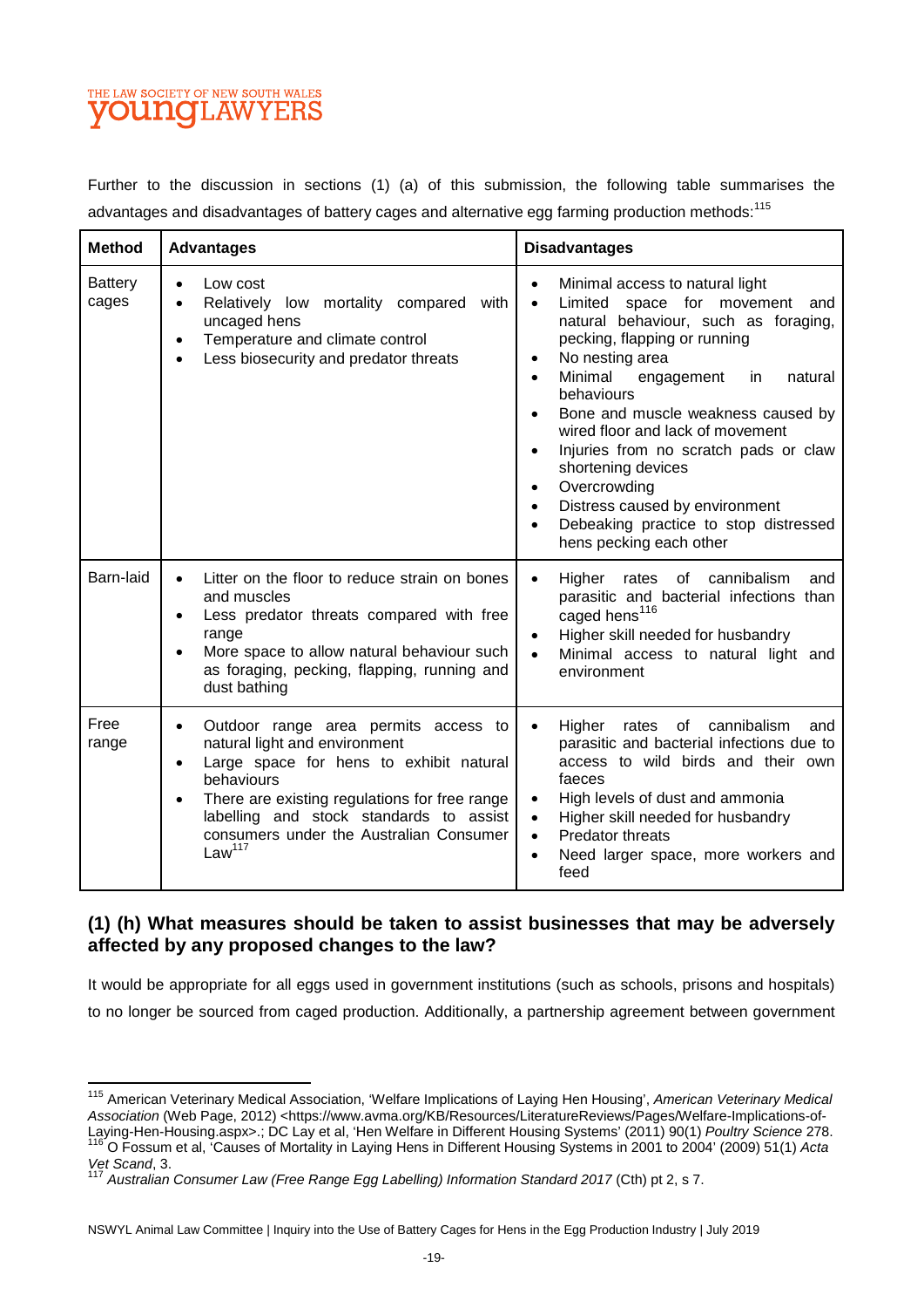Further to the discussion in sections (1) (a) of this submission, the following table summarises the advantages and disadvantages of battery cages and alternative egg farming production methods:[115]

| Method | Advantages | Disadvantages |
|---|---|---|
| Battery cages | • Low cost<br>• Relatively low mortality compared with uncaged hens<br>• Temperature and climate control<br>• Less biosecurity and predator threats | • Minimal access to natural light<br>• Limited space for movement and natural behaviour, such as foraging, pecking, flapping or running<br>• No nesting area<br>• Minimal engagement in natural behaviours<br>• Bone and muscle weakness caused by wired floor and lack of movement<br>• Injuries from no scratch pads or claw shortening devices<br>• Overcrowding<br>• Distress caused by environment<br>• Debeaking practice to stop distressed hens pecking each other |
| Barn-laid | • Litter on the floor to reduce strain on bones and muscles<br>• Less predator threats compared with free range<br>• More space to allow natural behaviour such as foraging, pecking, flapping, running and dust bathing | • Higher rates of cannibalism and parasitic and bacterial infections than caged hens[116]<br>• Higher skill needed for husbandry<br>• Minimal access to natural light and environment |
| Free range | • Outdoor range area permits access to natural light and environment<br>• Large space for hens to exhibit natural behaviours<br>• There are existing regulations for free range labelling and stock standards to assist consumers under the Australian Consumer Law[117] | • Higher rates of cannibalism and parasitic and bacterial infections due to access to wild birds and their own faeces<br>• High levels of dust and ammonia<br>• Higher skill needed for husbandry<br>• Predator threats<br>• Need larger space, more workers and feed |

## (1) (h) What measures should be taken to assist businesses that may be adversely affected by any proposed changes to the law?

It would be appropriate for all eggs used in government institutions (such as schools, prisons and hospitals) to no longer be sourced from caged production. Additionally, a partnership agreement between government

---

[115] American Veterinary Medical Association, 'Welfare Implications of Laying Hen Housing', *American Veterinary Medical Association* (Web Page, 2012) <https://www.avma.org/KB/Resources/LiteratureReviews/Pages/Welfare-Implications-of-Laying-Hen-Housing.aspx>.; DC Lay et al, 'Hen Welfare in Different Housing Systems' (2011) 90(1) *Poultry Science* 278.

[116] O Fossum et al, 'Causes of Mortality in Laying Hens in Different Housing Systems in 2001 to 2004' (2009) 51(1) *Acta Vet Scand*, 3.

[117] *Australian Consumer Law (Free Range Egg Labelling) Information Standard 2017* (Cth) pt 2, s 7.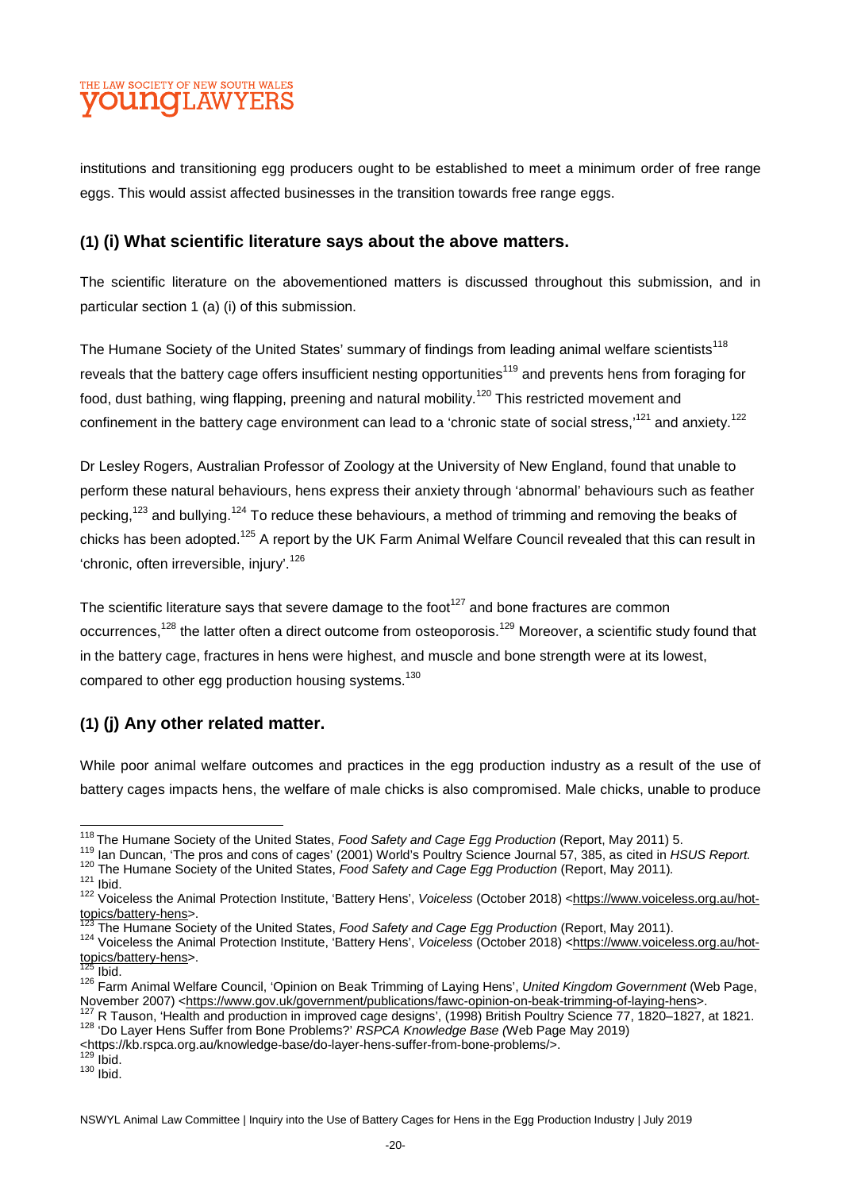institutions and transitioning egg producers ought to be established to meet a minimum order of free range eggs. This would assist affected businesses in the transition towards free range eggs.

## (1) (i) What scientific literature says about the above matters.

The scientific literature on the abovementioned matters is discussed throughout this submission, and in particular section 1 (a) (i) of this submission.

The Humane Society of the United States' summary of findings from leading animal welfare scientists[118] reveals that the battery cage offers insufficient nesting opportunities[119] and prevents hens from foraging for food, dust bathing, wing flapping, preening and natural mobility.[120] This restricted movement and confinement in the battery cage environment can lead to a 'chronic state of social stress,'[121] and anxiety.[122]

Dr Lesley Rogers, Australian Professor of Zoology at the University of New England, found that unable to perform these natural behaviours, hens express their anxiety through 'abnormal' behaviours such as feather pecking,[123] and bullying.[124] To reduce these behaviours, a method of trimming and removing the beaks of chicks has been adopted.[125] A report by the UK Farm Animal Welfare Council revealed that this can result in 'chronic, often irreversible, injury'.[126]

The scientific literature says that severe damage to the foot[127] and bone fractures are common occurrences,[128] the latter often a direct outcome from osteoporosis.[129] Moreover, a scientific study found that in the battery cage, fractures in hens were highest, and muscle and bone strength were at its lowest, compared to other egg production housing systems.[130]

## (1) (j) Any other related matter.

While poor animal welfare outcomes and practices in the egg production industry as a result of the use of battery cages impacts hens, the welfare of male chicks is also compromised. Male chicks, unable to produce

---

[118] The Humane Society of the United States, *Food Safety and Cage Egg Production* (Report, May 2011) 5.

[119] Ian Duncan, 'The pros and cons of cages' (2001) World's Poultry Science Journal 57, 385, as cited in *HSUS Report.*

[120] The Humane Society of the United States, *Food Safety and Cage Egg Production* (Report, May 2011)*.*

[121] Ibid.

[122] Voiceless the Animal Protection Institute, 'Battery Hens', *Voiceless* (October 2018) <https://www.voiceless.org.au/hot-topics/battery-hens>.

[123] The Humane Society of the United States, *Food Safety and Cage Egg Production* (Report, May 2011).

[124] Voiceless the Animal Protection Institute, 'Battery Hens', *Voiceless* (October 2018) <https://www.voiceless.org.au/hot-topics/battery-hens>.

[125] Ibid.

[126] Farm Animal Welfare Council, 'Opinion on Beak Trimming of Laying Hens', *United Kingdom Government* (Web Page, November 2007) <https://www.gov.uk/government/publications/fawc-opinion-on-beak-trimming-of-laying-hens>.

[127] R Tauson, 'Health and production in improved cage designs', (1998) British Poultry Science 77, 1820–1827, at 1821.

[128] 'Do Layer Hens Suffer from Bone Problems?' *RSPCA Knowledge Base (*Web Page May 2019) <https://kb.rspca.org.au/knowledge-base/do-layer-hens-suffer-from-bone-problems/>.

[129] Ibid.

[130] Ibid.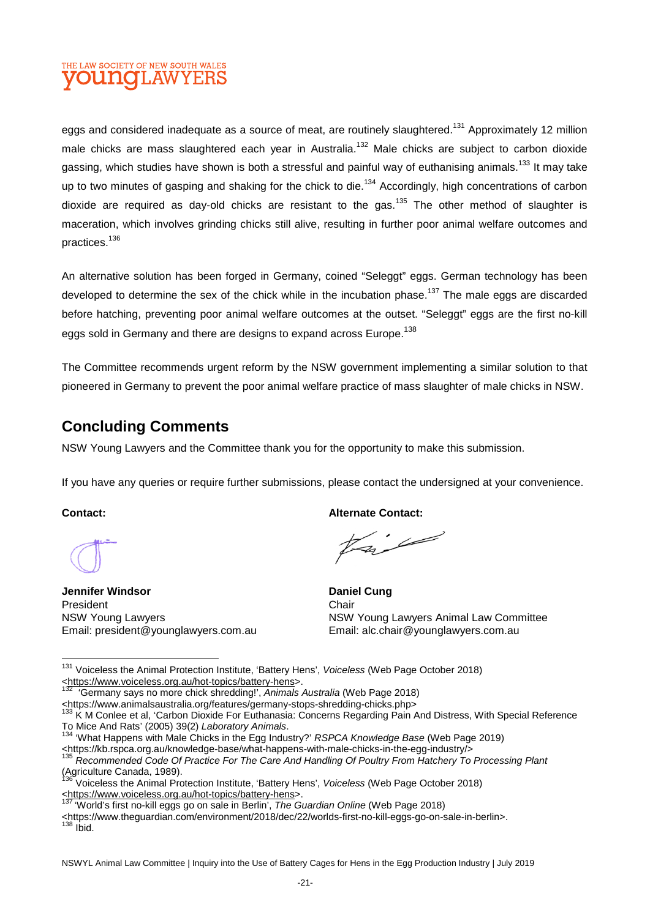eggs and considered inadequate as a source of meat, are routinely slaughtered.[131] Approximately 12 million male chicks are mass slaughtered each year in Australia.[132] Male chicks are subject to carbon dioxide gassing, which studies have shown is both a stressful and painful way of euthanising animals.[133] It may take up to two minutes of gasping and shaking for the chick to die.[134] Accordingly, high concentrations of carbon dioxide are required as day-old chicks are resistant to the gas.[135] The other method of slaughter is maceration, which involves grinding chicks still alive, resulting in further poor animal welfare outcomes and practices.[136]

An alternative solution has been forged in Germany, coined "Seleggt" eggs. German technology has been developed to determine the sex of the chick while in the incubation phase.[137] The male eggs are discarded before hatching, preventing poor animal welfare outcomes at the outset. "Seleggt" eggs are the first no-kill eggs sold in Germany and there are designs to expand across Europe.[138]

The Committee recommends urgent reform by the NSW government implementing a similar solution to that pioneered in Germany to prevent the poor animal welfare practice of mass slaughter of male chicks in NSW.

## Concluding Comments

NSW Young Lawyers and the Committee thank you for the opportunity to make this submission.

If you have any queries or require further submissions, please contact the undersigned at your convenience.

**Contact:**

**Jennifer Windsor**
President
NSW Young Lawyers
Email: president@younglawyers.com.au

**Alternate Contact:**

**Daniel Cung**
Chair
NSW Young Lawyers Animal Law Committee
Email: alc.chair@younglawyers.com.au

---

[131] Voiceless the Animal Protection Institute, 'Battery Hens', *Voiceless* (Web Page October 2018) <https://www.voiceless.org.au/hot-topics/battery-hens>.

[132] 'Germany says no more chick shredding!', *Animals Australia* (Web Page 2018) <https://www.animalsaustralia.org/features/germany-stops-shredding-chicks.php>

[133] K M Conlee et al, 'Carbon Dioxide For Euthanasia: Concerns Regarding Pain And Distress, With Special Reference To Mice And Rats' (2005) 39(2) *Laboratory Animals*.

[134] 'What Happens with Male Chicks in the Egg Industry?' *RSPCA Knowledge Base* (Web Page 2019) <https://kb.rspca.org.au/knowledge-base/what-happens-with-male-chicks-in-the-egg-industry/>

[135] *Recommended Code Of Practice For The Care And Handling Of Poultry From Hatchery To Processing Plant* (Agriculture Canada, 1989).

[136] Voiceless the Animal Protection Institute, 'Battery Hens', *Voiceless* (Web Page October 2018) <https://www.voiceless.org.au/hot-topics/battery-hens>.

[137] 'World's first no-kill eggs go on sale in Berlin', *The Guardian Online* (Web Page 2018) <https://www.theguardian.com/environment/2018/dec/22/worlds-first-no-kill-eggs-go-on-sale-in-berlin>.

[138] Ibid.